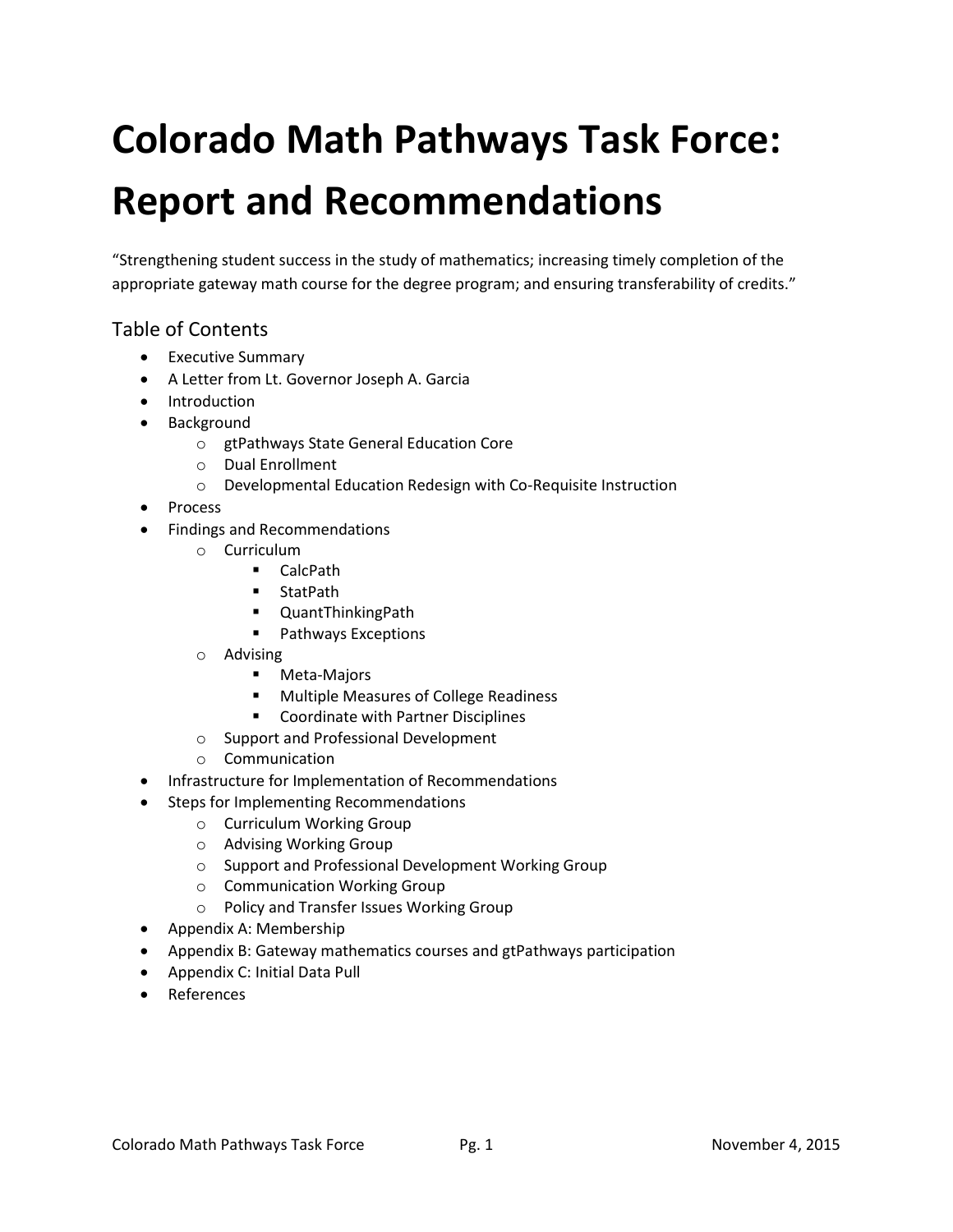# Colorado Math Pathways Task Force: Report and Recommendations

"Strengthening student success in the study of mathematics; increasing timely completion of the appropriate gateway math course for the degree program; and ensuring transferability of credits."

## Table of Contents

- Executive Summary
- A Letter from Lt. Governor Joseph A. Garcia
- Introduction
- Background
  - gtPathways State General Education Core
  - Dual Enrollment
  - Developmental Education Redesign with Co-Requisite Instruction
- Process
- Findings and Recommendations
  - Curriculum
    - CalcPath
    - StatPath
    - QuantThinkingPath
    - Pathways Exceptions
  - Advising
    - Meta-Majors
    - Multiple Measures of College Readiness
    - Coordinate with Partner Disciplines
  - Support and Professional Development
  - Communication
- Infrastructure for Implementation of Recommendations
- Steps for Implementing Recommendations
  - Curriculum Working Group
  - Advising Working Group
  - Support and Professional Development Working Group
  - Communication Working Group
  - Policy and Transfer Issues Working Group
- Appendix A: Membership
- Appendix B: Gateway mathematics courses and gtPathways participation
- Appendix C: Initial Data Pull
- References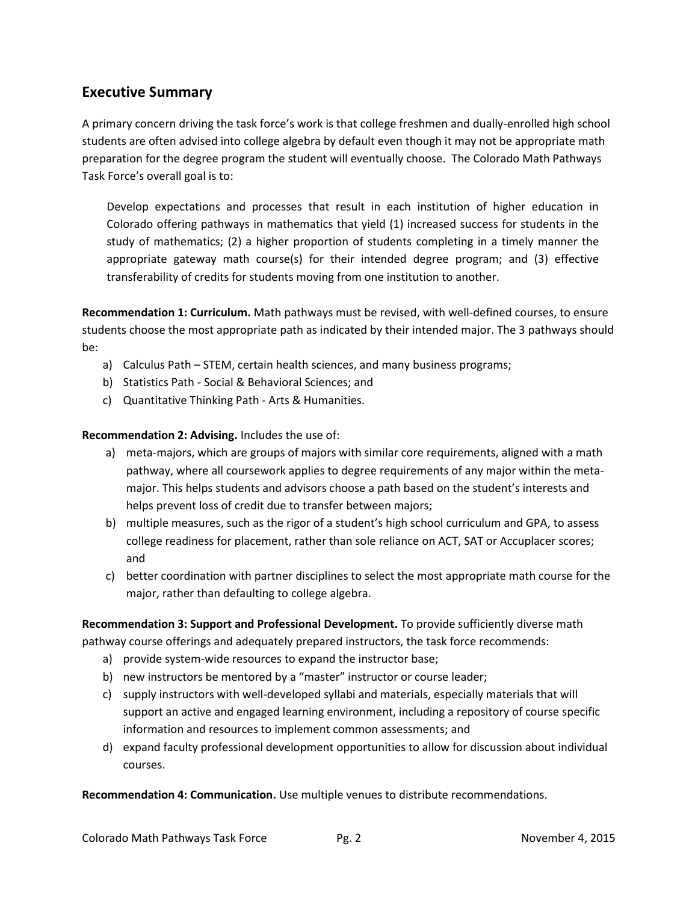## Executive Summary

A primary concern driving the task force's work is that college freshmen and dually-enrolled high school students are often advised into college algebra by default even though it may not be appropriate math preparation for the degree program the student will eventually choose. The Colorado Math Pathways Task Force's overall goal is to:

> Develop expectations and processes that result in each institution of higher education in Colorado offering pathways in mathematics that yield (1) increased success for students in the study of mathematics; (2) a higher proportion of students completing in a timely manner the appropriate gateway math course(s) for their intended degree program; and (3) effective transferability of credits for students moving from one institution to another.

**Recommendation 1: Curriculum.** Math pathways must be revised, with well-defined courses, to ensure students choose the most appropriate path as indicated by their intended major. The 3 pathways should be:

a) Calculus Path – STEM, certain health sciences, and many business programs;
b) Statistics Path - Social & Behavioral Sciences; and
c) Quantitative Thinking Path - Arts & Humanities.

**Recommendation 2: Advising.** Includes the use of:

a) meta-majors, which are groups of majors with similar core requirements, aligned with a math pathway, where all coursework applies to degree requirements of any major within the meta-major. This helps students and advisors choose a path based on the student's interests and helps prevent loss of credit due to transfer between majors;
b) multiple measures, such as the rigor of a student's high school curriculum and GPA, to assess college readiness for placement, rather than sole reliance on ACT, SAT or Accuplacer scores; and
c) better coordination with partner disciplines to select the most appropriate math course for the major, rather than defaulting to college algebra.

**Recommendation 3: Support and Professional Development.** To provide sufficiently diverse math pathway course offerings and adequately prepared instructors, the task force recommends:

a) provide system-wide resources to expand the instructor base;
b) new instructors be mentored by a "master" instructor or course leader;
c) supply instructors with well-developed syllabi and materials, especially materials that will support an active and engaged learning environment, including a repository of course specific information and resources to implement common assessments; and
d) expand faculty professional development opportunities to allow for discussion about individual courses.

**Recommendation 4: Communication.** Use multiple venues to distribute recommendations.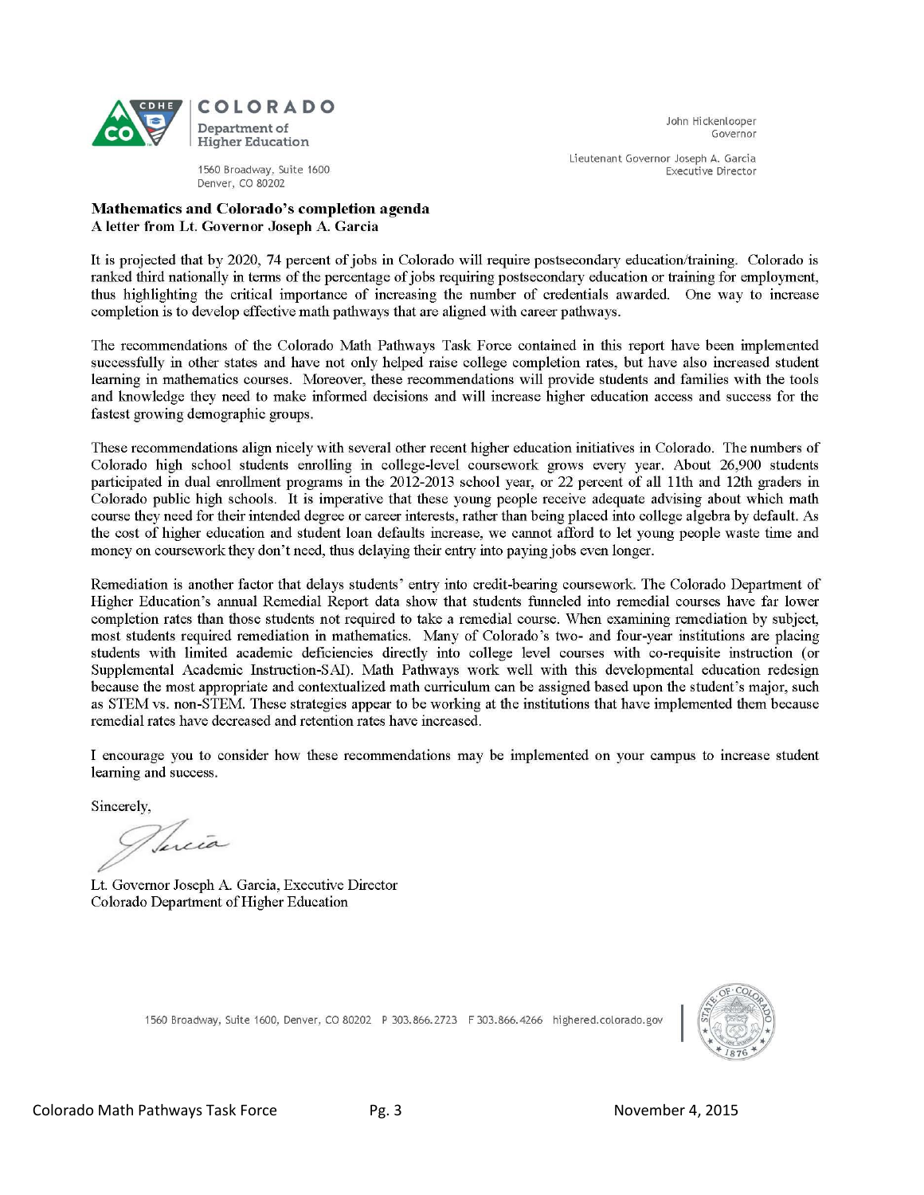COLORADO
Department of Higher Education

1560 Broadway, Suite 1600
Denver, CO 80202

John Hickenlooper
Governor

Lieutenant Governor Joseph A. Garcia
Executive Director

**Mathematics and Colorado's completion agenda**
**A letter from Lt. Governor Joseph A. Garcia**

It is projected that by 2020, 74 percent of jobs in Colorado will require postsecondary education/training. Colorado is ranked third nationally in terms of the percentage of jobs requiring postsecondary education or training for employment, thus highlighting the critical importance of increasing the number of credentials awarded. One way to increase completion is to develop effective math pathways that are aligned with career pathways.

The recommendations of the Colorado Math Pathways Task Force contained in this report have been implemented successfully in other states and have not only helped raise college completion rates, but have also increased student learning in mathematics courses. Moreover, these recommendations will provide students and families with the tools and knowledge they need to make informed decisions and will increase higher education access and success for the fastest growing demographic groups.

These recommendations align nicely with several other recent higher education initiatives in Colorado. The numbers of Colorado high school students enrolling in college-level coursework grows every year. About 26,900 students participated in dual enrollment programs in the 2012-2013 school year, or 22 percent of all 11th and 12th graders in Colorado public high schools. It is imperative that these young people receive adequate advising about which math course they need for their intended degree or career interests, rather than being placed into college algebra by default. As the cost of higher education and student loan defaults increase, we cannot afford to let young people waste time and money on coursework they don't need, thus delaying their entry into paying jobs even longer.

Remediation is another factor that delays students' entry into credit-bearing coursework. The Colorado Department of Higher Education's annual Remedial Report data show that students funneled into remedial courses have far lower completion rates than those students not required to take a remedial course. When examining remediation by subject, most students required remediation in mathematics. Many of Colorado's two- and four-year institutions are placing students with limited academic deficiencies directly into college level courses with co-requisite instruction (or Supplemental Academic Instruction-SAI). Math Pathways work well with this developmental education redesign because the most appropriate and contextualized math curriculum can be assigned based upon the student's major, such as STEM vs. non-STEM. These strategies appear to be working at the institutions that have implemented them because remedial rates have decreased and retention rates have increased.

I encourage you to consider how these recommendations may be implemented on your campus to increase student learning and success.

Sincerely,

Lt. Governor Joseph A. Garcia, Executive Director
Colorado Department of Higher Education

1560 Broadway, Suite 1600, Denver, CO 80202 P 303.866.2723 F 303.866.4266 highered.colorado.gov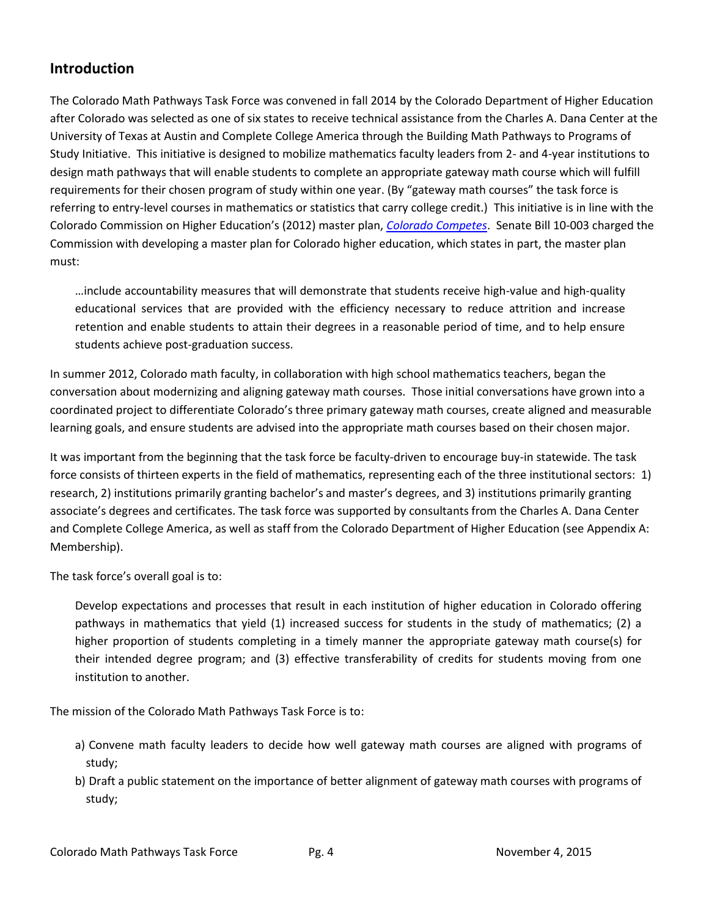## Introduction

The Colorado Math Pathways Task Force was convened in fall 2014 by the Colorado Department of Higher Education after Colorado was selected as one of six states to receive technical assistance from the Charles A. Dana Center at the University of Texas at Austin and Complete College America through the Building Math Pathways to Programs of Study Initiative. This initiative is designed to mobilize mathematics faculty leaders from 2- and 4-year institutions to design math pathways that will enable students to complete an appropriate gateway math course which will fulfill requirements for their chosen program of study within one year. (By "gateway math courses" the task force is referring to entry-level courses in mathematics or statistics that carry college credit.) This initiative is in line with the Colorado Commission on Higher Education's (2012) master plan, *Colorado Competes*. Senate Bill 10-003 charged the Commission with developing a master plan for Colorado higher education, which states in part, the master plan must:

> …include accountability measures that will demonstrate that students receive high-value and high-quality educational services that are provided with the efficiency necessary to reduce attrition and increase retention and enable students to attain their degrees in a reasonable period of time, and to help ensure students achieve post-graduation success.

In summer 2012, Colorado math faculty, in collaboration with high school mathematics teachers, began the conversation about modernizing and aligning gateway math courses. Those initial conversations have grown into a coordinated project to differentiate Colorado's three primary gateway math courses, create aligned and measurable learning goals, and ensure students are advised into the appropriate math courses based on their chosen major.

It was important from the beginning that the task force be faculty-driven to encourage buy-in statewide. The task force consists of thirteen experts in the field of mathematics, representing each of the three institutional sectors: 1) research, 2) institutions primarily granting bachelor's and master's degrees, and 3) institutions primarily granting associate's degrees and certificates. The task force was supported by consultants from the Charles A. Dana Center and Complete College America, as well as staff from the Colorado Department of Higher Education (see Appendix A: Membership).

The task force's overall goal is to:

> Develop expectations and processes that result in each institution of higher education in Colorado offering pathways in mathematics that yield (1) increased success for students in the study of mathematics; (2) a higher proportion of students completing in a timely manner the appropriate gateway math course(s) for their intended degree program; and (3) effective transferability of credits for students moving from one institution to another.

The mission of the Colorado Math Pathways Task Force is to:

a) Convene math faculty leaders to decide how well gateway math courses are aligned with programs of study;
b) Draft a public statement on the importance of better alignment of gateway math courses with programs of study;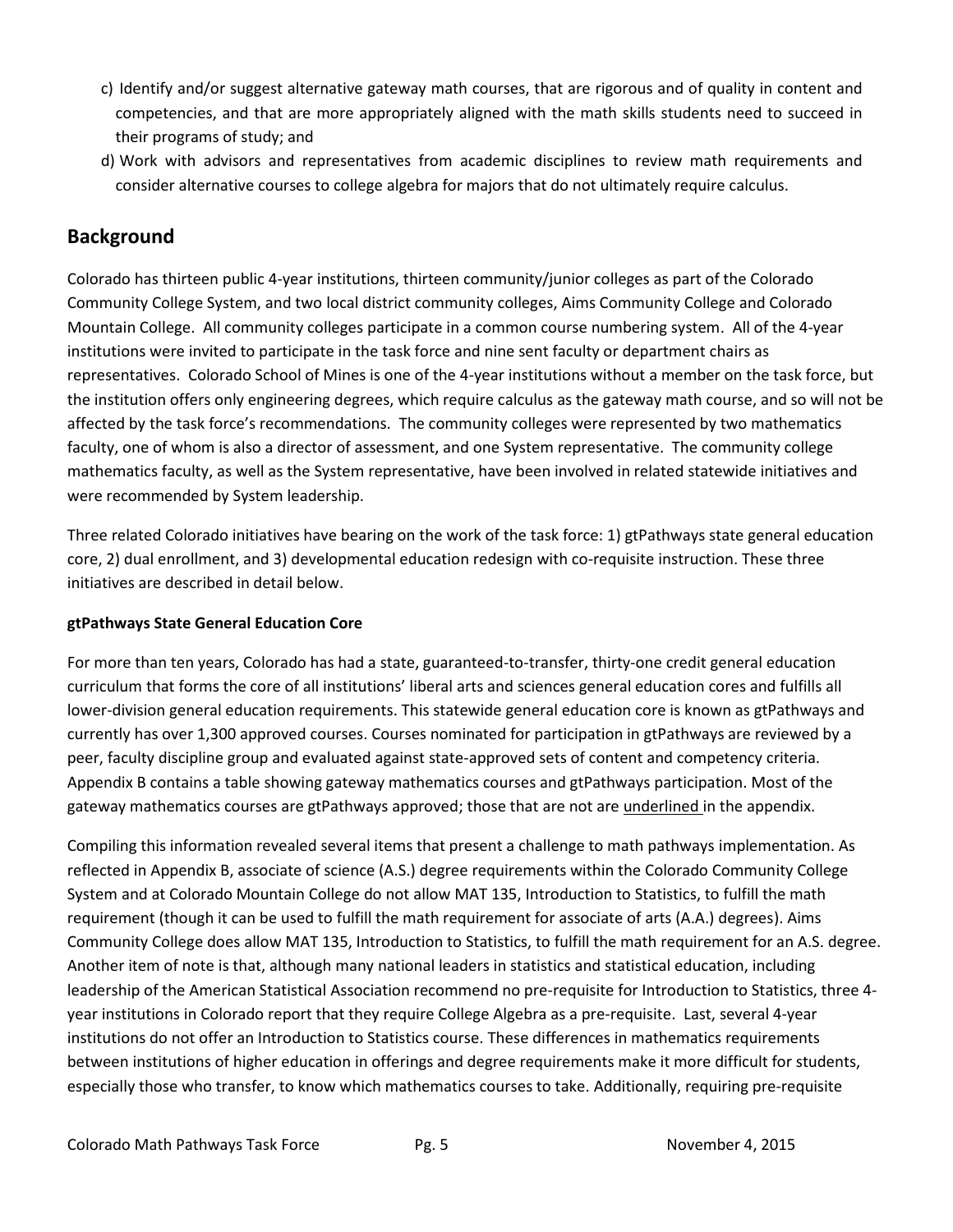c) Identify and/or suggest alternative gateway math courses, that are rigorous and of quality in content and competencies, and that are more appropriately aligned with the math skills students need to succeed in their programs of study; and

d) Work with advisors and representatives from academic disciplines to review math requirements and consider alternative courses to college algebra for majors that do not ultimately require calculus.

## Background

Colorado has thirteen public 4-year institutions, thirteen community/junior colleges as part of the Colorado Community College System, and two local district community colleges, Aims Community College and Colorado Mountain College. All community colleges participate in a common course numbering system. All of the 4-year institutions were invited to participate in the task force and nine sent faculty or department chairs as representatives. Colorado School of Mines is one of the 4-year institutions without a member on the task force, but the institution offers only engineering degrees, which require calculus as the gateway math course, and so will not be affected by the task force's recommendations. The community colleges were represented by two mathematics faculty, one of whom is also a director of assessment, and one System representative. The community college mathematics faculty, as well as the System representative, have been involved in related statewide initiatives and were recommended by System leadership.

Three related Colorado initiatives have bearing on the work of the task force: 1) gtPathways state general education core, 2) dual enrollment, and 3) developmental education redesign with co-requisite instruction. These three initiatives are described in detail below.

**gtPathways State General Education Core**

For more than ten years, Colorado has had a state, guaranteed-to-transfer, thirty-one credit general education curriculum that forms the core of all institutions' liberal arts and sciences general education cores and fulfills all lower-division general education requirements. This statewide general education core is known as gtPathways and currently has over 1,300 approved courses. Courses nominated for participation in gtPathways are reviewed by a peer, faculty discipline group and evaluated against state-approved sets of content and competency criteria. Appendix B contains a table showing gateway mathematics courses and gtPathways participation. Most of the gateway mathematics courses are gtPathways approved; those that are not are <u>underlined</u> in the appendix.

Compiling this information revealed several items that present a challenge to math pathways implementation. As reflected in Appendix B, associate of science (A.S.) degree requirements within the Colorado Community College System and at Colorado Mountain College do not allow MAT 135, Introduction to Statistics, to fulfill the math requirement (though it can be used to fulfill the math requirement for associate of arts (A.A.) degrees). Aims Community College does allow MAT 135, Introduction to Statistics, to fulfill the math requirement for an A.S. degree. Another item of note is that, although many national leaders in statistics and statistical education, including leadership of the American Statistical Association recommend no pre-requisite for Introduction to Statistics, three 4-year institutions in Colorado report that they require College Algebra as a pre-requisite. Last, several 4-year institutions do not offer an Introduction to Statistics course. These differences in mathematics requirements between institutions of higher education in offerings and degree requirements make it more difficult for students, especially those who transfer, to know which mathematics courses to take. Additionally, requiring pre-requisite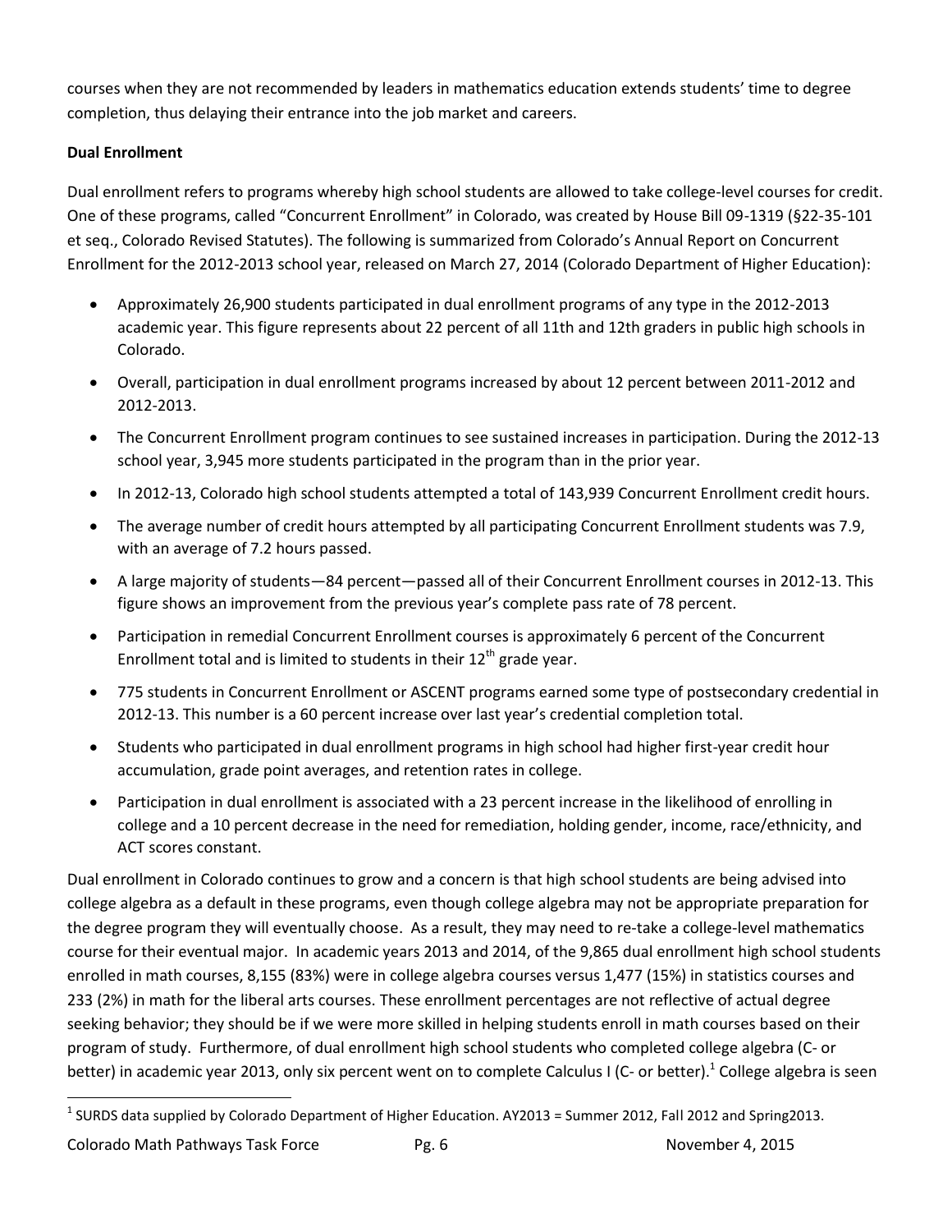courses when they are not recommended by leaders in mathematics education extends students' time to degree completion, thus delaying their entrance into the job market and careers.

**Dual Enrollment**

Dual enrollment refers to programs whereby high school students are allowed to take college-level courses for credit. One of these programs, called "Concurrent Enrollment" in Colorado, was created by House Bill 09-1319 (§22-35-101 et seq., Colorado Revised Statutes). The following is summarized from Colorado's Annual Report on Concurrent Enrollment for the 2012-2013 school year, released on March 27, 2014 (Colorado Department of Higher Education):

- Approximately 26,900 students participated in dual enrollment programs of any type in the 2012-2013 academic year. This figure represents about 22 percent of all 11th and 12th graders in public high schools in Colorado.
- Overall, participation in dual enrollment programs increased by about 12 percent between 2011-2012 and 2012-2013.
- The Concurrent Enrollment program continues to see sustained increases in participation. During the 2012-13 school year, 3,945 more students participated in the program than in the prior year.
- In 2012-13, Colorado high school students attempted a total of 143,939 Concurrent Enrollment credit hours.
- The average number of credit hours attempted by all participating Concurrent Enrollment students was 7.9, with an average of 7.2 hours passed.
- A large majority of students—84 percent—passed all of their Concurrent Enrollment courses in 2012-13. This figure shows an improvement from the previous year's complete pass rate of 78 percent.
- Participation in remedial Concurrent Enrollment courses is approximately 6 percent of the Concurrent Enrollment total and is limited to students in their 12th grade year.
- 775 students in Concurrent Enrollment or ASCENT programs earned some type of postsecondary credential in 2012-13. This number is a 60 percent increase over last year's credential completion total.
- Students who participated in dual enrollment programs in high school had higher first-year credit hour accumulation, grade point averages, and retention rates in college.
- Participation in dual enrollment is associated with a 23 percent increase in the likelihood of enrolling in college and a 10 percent decrease in the need for remediation, holding gender, income, race/ethnicity, and ACT scores constant.

Dual enrollment in Colorado continues to grow and a concern is that high school students are being advised into college algebra as a default in these programs, even though college algebra may not be appropriate preparation for the degree program they will eventually choose. As a result, they may need to re-take a college-level mathematics course for their eventual major. In academic years 2013 and 2014, of the 9,865 dual enrollment high school students enrolled in math courses, 8,155 (83%) were in college algebra courses versus 1,477 (15%) in statistics courses and 233 (2%) in math for the liberal arts courses. These enrollment percentages are not reflective of actual degree seeking behavior; they should be if we were more skilled in helping students enroll in math courses based on their program of study. Furthermore, of dual enrollment high school students who completed college algebra (C- or better) in academic year 2013, only six percent went on to complete Calculus I (C- or better).[1] College algebra is seen

[1] SURDS data supplied by Colorado Department of Higher Education. AY2013 = Summer 2012, Fall 2012 and Spring2013.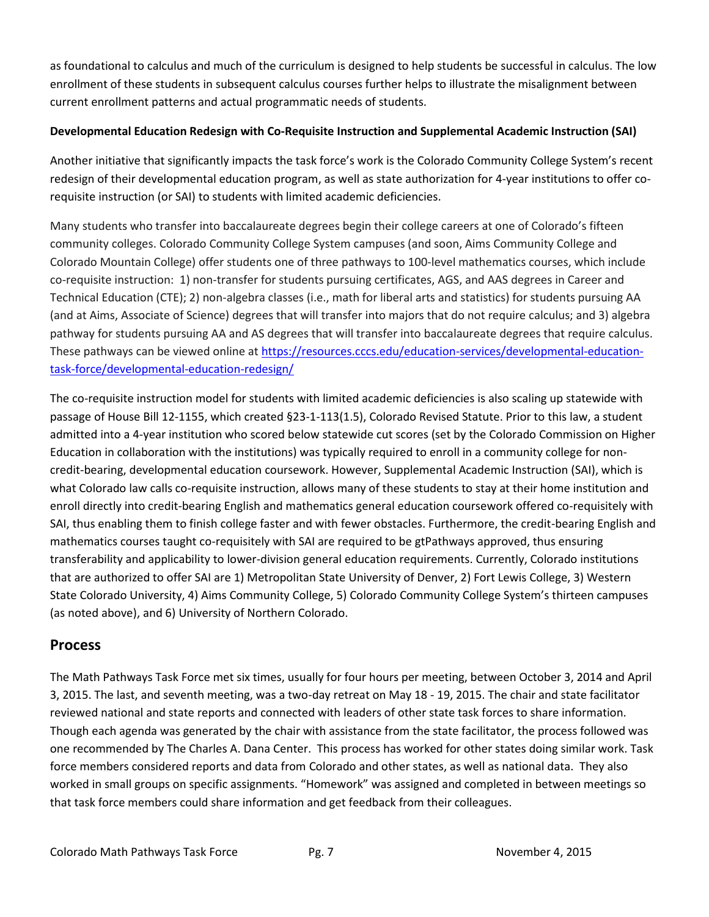as foundational to calculus and much of the curriculum is designed to help students be successful in calculus. The low enrollment of these students in subsequent calculus courses further helps to illustrate the misalignment between current enrollment patterns and actual programmatic needs of students.

**Developmental Education Redesign with Co-Requisite Instruction and Supplemental Academic Instruction (SAI)**

Another initiative that significantly impacts the task force's work is the Colorado Community College System's recent redesign of their developmental education program, as well as state authorization for 4-year institutions to offer co-requisite instruction (or SAI) to students with limited academic deficiencies.

Many students who transfer into baccalaureate degrees begin their college careers at one of Colorado's fifteen community colleges. Colorado Community College System campuses (and soon, Aims Community College and Colorado Mountain College) offer students one of three pathways to 100-level mathematics courses, which include co-requisite instruction: 1) non-transfer for students pursuing certificates, AGS, and AAS degrees in Career and Technical Education (CTE); 2) non-algebra classes (i.e., math for liberal arts and statistics) for students pursuing AA (and at Aims, Associate of Science) degrees that will transfer into majors that do not require calculus; and 3) algebra pathway for students pursuing AA and AS degrees that will transfer into baccalaureate degrees that require calculus. These pathways can be viewed online at [https://resources.cccs.edu/education-services/developmental-education-task-force/developmental-education-redesign/](https://resources.cccs.edu/education-services/developmental-education-task-force/developmental-education-redesign/)

The co-requisite instruction model for students with limited academic deficiencies is also scaling up statewide with passage of House Bill 12-1155, which created §23-1-113(1.5), Colorado Revised Statute. Prior to this law, a student admitted into a 4-year institution who scored below statewide cut scores (set by the Colorado Commission on Higher Education in collaboration with the institutions) was typically required to enroll in a community college for non-credit-bearing, developmental education coursework. However, Supplemental Academic Instruction (SAI), which is what Colorado law calls co-requisite instruction, allows many of these students to stay at their home institution and enroll directly into credit-bearing English and mathematics general education coursework offered co-requisitely with SAI, thus enabling them to finish college faster and with fewer obstacles. Furthermore, the credit-bearing English and mathematics courses taught co-requisitely with SAI are required to be gtPathways approved, thus ensuring transferability and applicability to lower-division general education requirements. Currently, Colorado institutions that are authorized to offer SAI are 1) Metropolitan State University of Denver, 2) Fort Lewis College, 3) Western State Colorado University, 4) Aims Community College, 5) Colorado Community College System's thirteen campuses (as noted above), and 6) University of Northern Colorado.

## Process

The Math Pathways Task Force met six times, usually for four hours per meeting, between October 3, 2014 and April 3, 2015. The last, and seventh meeting, was a two-day retreat on May 18 - 19, 2015. The chair and state facilitator reviewed national and state reports and connected with leaders of other state task forces to share information. Though each agenda was generated by the chair with assistance from the state facilitator, the process followed was one recommended by The Charles A. Dana Center. This process has worked for other states doing similar work. Task force members considered reports and data from Colorado and other states, as well as national data. They also worked in small groups on specific assignments. "Homework" was assigned and completed in between meetings so that task force members could share information and get feedback from their colleagues.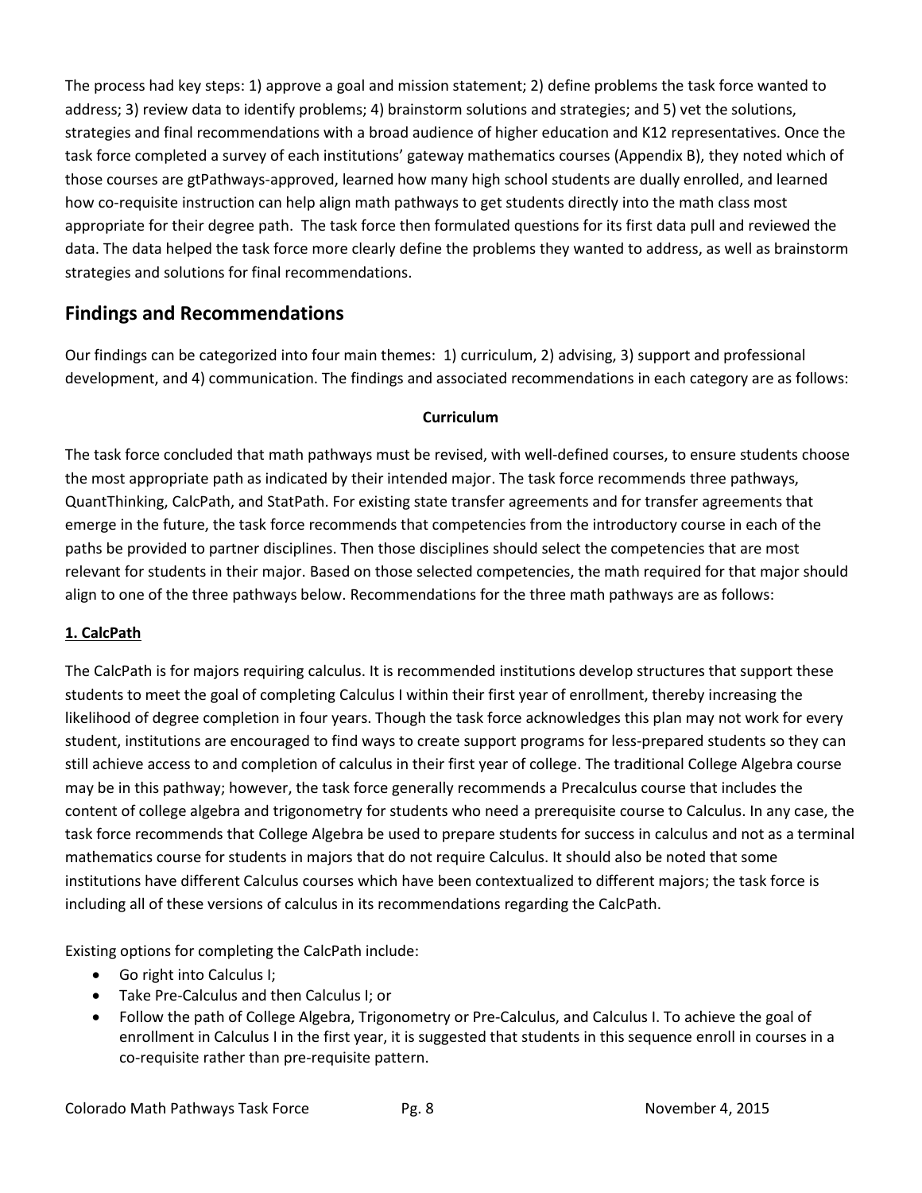The process had key steps: 1) approve a goal and mission statement; 2) define problems the task force wanted to address; 3) review data to identify problems; 4) brainstorm solutions and strategies; and 5) vet the solutions, strategies and final recommendations with a broad audience of higher education and K12 representatives. Once the task force completed a survey of each institutions' gateway mathematics courses (Appendix B), they noted which of those courses are gtPathways-approved, learned how many high school students are dually enrolled, and learned how co-requisite instruction can help align math pathways to get students directly into the math class most appropriate for their degree path. The task force then formulated questions for its first data pull and reviewed the data. The data helped the task force more clearly define the problems they wanted to address, as well as brainstorm strategies and solutions for final recommendations.

## Findings and Recommendations

Our findings can be categorized into four main themes: 1) curriculum, 2) advising, 3) support and professional development, and 4) communication. The findings and associated recommendations in each category are as follows:

**Curriculum**

The task force concluded that math pathways must be revised, with well-defined courses, to ensure students choose the most appropriate path as indicated by their intended major. The task force recommends three pathways, QuantThinking, CalcPath, and StatPath. For existing state transfer agreements and for transfer agreements that emerge in the future, the task force recommends that competencies from the introductory course in each of the paths be provided to partner disciplines. Then those disciplines should select the competencies that are most relevant for students in their major. Based on those selected competencies, the math required for that major should align to one of the three pathways below. Recommendations for the three math pathways are as follows:

### 1. CalcPath

The CalcPath is for majors requiring calculus. It is recommended institutions develop structures that support these students to meet the goal of completing Calculus I within their first year of enrollment, thereby increasing the likelihood of degree completion in four years. Though the task force acknowledges this plan may not work for every student, institutions are encouraged to find ways to create support programs for less-prepared students so they can still achieve access to and completion of calculus in their first year of college. The traditional College Algebra course may be in this pathway; however, the task force generally recommends a Precalculus course that includes the content of college algebra and trigonometry for students who need a prerequisite course to Calculus. In any case, the task force recommends that College Algebra be used to prepare students for success in calculus and not as a terminal mathematics course for students in majors that do not require Calculus. It should also be noted that some institutions have different Calculus courses which have been contextualized to different majors; the task force is including all of these versions of calculus in its recommendations regarding the CalcPath.

Existing options for completing the CalcPath include:

- Go right into Calculus I;
- Take Pre-Calculus and then Calculus I; or
- Follow the path of College Algebra, Trigonometry or Pre-Calculus, and Calculus I. To achieve the goal of enrollment in Calculus I in the first year, it is suggested that students in this sequence enroll in courses in a co-requisite rather than pre-requisite pattern.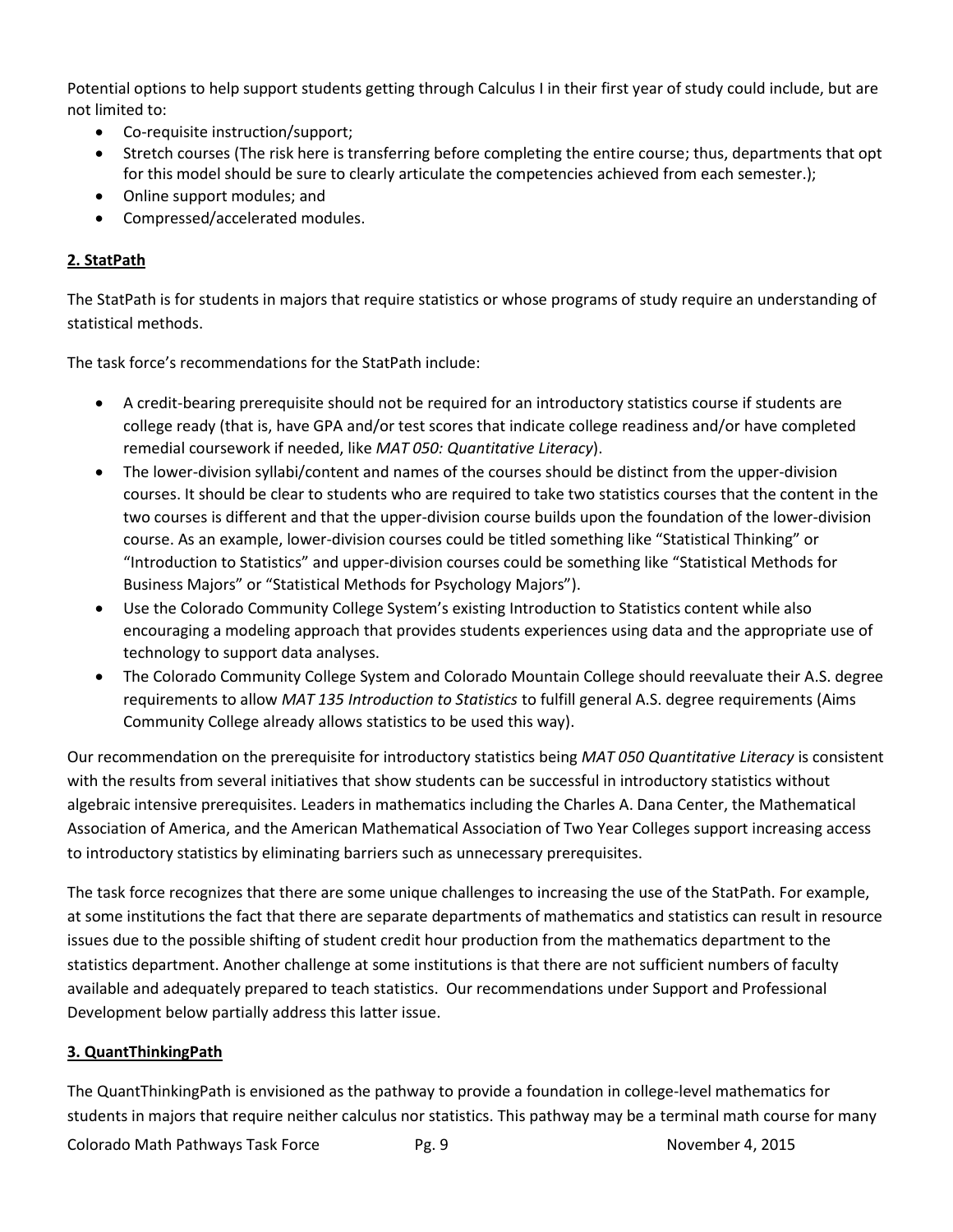Potential options to help support students getting through Calculus I in their first year of study could include, but are not limited to:

- Co-requisite instruction/support;
- Stretch courses (The risk here is transferring before completing the entire course; thus, departments that opt for this model should be sure to clearly articulate the competencies achieved from each semester.);
- Online support modules; and
- Compressed/accelerated modules.

**2. StatPath**

The StatPath is for students in majors that require statistics or whose programs of study require an understanding of statistical methods.

The task force's recommendations for the StatPath include:

- A credit-bearing prerequisite should not be required for an introductory statistics course if students are college ready (that is, have GPA and/or test scores that indicate college readiness and/or have completed remedial coursework if needed, like *MAT 050: Quantitative Literacy*).
- The lower-division syllabi/content and names of the courses should be distinct from the upper-division courses. It should be clear to students who are required to take two statistics courses that the content in the two courses is different and that the upper-division course builds upon the foundation of the lower-division course. As an example, lower-division courses could be titled something like "Statistical Thinking" or "Introduction to Statistics" and upper-division courses could be something like "Statistical Methods for Business Majors" or "Statistical Methods for Psychology Majors").
- Use the Colorado Community College System's existing Introduction to Statistics content while also encouraging a modeling approach that provides students experiences using data and the appropriate use of technology to support data analyses.
- The Colorado Community College System and Colorado Mountain College should reevaluate their A.S. degree requirements to allow *MAT 135 Introduction to Statistics* to fulfill general A.S. degree requirements (Aims Community College already allows statistics to be used this way).

Our recommendation on the prerequisite for introductory statistics being *MAT 050 Quantitative Literacy* is consistent with the results from several initiatives that show students can be successful in introductory statistics without algebraic intensive prerequisites. Leaders in mathematics including the Charles A. Dana Center, the Mathematical Association of America, and the American Mathematical Association of Two Year Colleges support increasing access to introductory statistics by eliminating barriers such as unnecessary prerequisites.

The task force recognizes that there are some unique challenges to increasing the use of the StatPath. For example, at some institutions the fact that there are separate departments of mathematics and statistics can result in resource issues due to the possible shifting of student credit hour production from the mathematics department to the statistics department. Another challenge at some institutions is that there are not sufficient numbers of faculty available and adequately prepared to teach statistics. Our recommendations under Support and Professional Development below partially address this latter issue.

**3. QuantThinkingPath**

The QuantThinkingPath is envisioned as the pathway to provide a foundation in college-level mathematics for students in majors that require neither calculus nor statistics. This pathway may be a terminal math course for many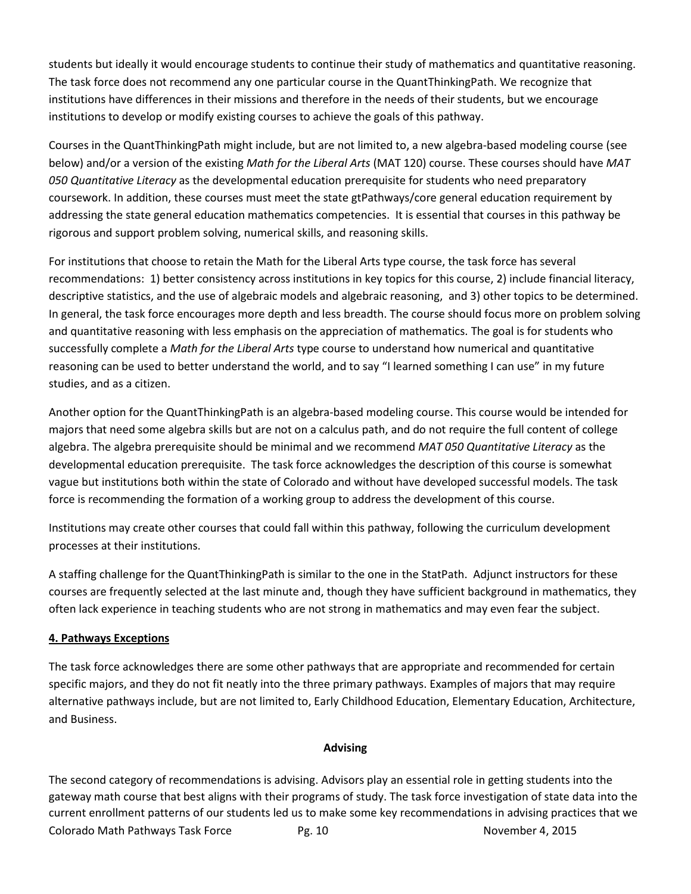students but ideally it would encourage students to continue their study of mathematics and quantitative reasoning. The task force does not recommend any one particular course in the QuantThinkingPath. We recognize that institutions have differences in their missions and therefore in the needs of their students, but we encourage institutions to develop or modify existing courses to achieve the goals of this pathway.

Courses in the QuantThinkingPath might include, but are not limited to, a new algebra-based modeling course (see below) and/or a version of the existing *Math for the Liberal Arts* (MAT 120) course. These courses should have *MAT 050 Quantitative Literacy* as the developmental education prerequisite for students who need preparatory coursework. In addition, these courses must meet the state gtPathways/core general education requirement by addressing the state general education mathematics competencies. It is essential that courses in this pathway be rigorous and support problem solving, numerical skills, and reasoning skills.

For institutions that choose to retain the Math for the Liberal Arts type course, the task force has several recommendations: 1) better consistency across institutions in key topics for this course, 2) include financial literacy, descriptive statistics, and the use of algebraic models and algebraic reasoning, and 3) other topics to be determined. In general, the task force encourages more depth and less breadth. The course should focus more on problem solving and quantitative reasoning with less emphasis on the appreciation of mathematics. The goal is for students who successfully complete a *Math for the Liberal Arts* type course to understand how numerical and quantitative reasoning can be used to better understand the world, and to say "I learned something I can use" in my future studies, and as a citizen.

Another option for the QuantThinkingPath is an algebra-based modeling course. This course would be intended for majors that need some algebra skills but are not on a calculus path, and do not require the full content of college algebra. The algebra prerequisite should be minimal and we recommend *MAT 050 Quantitative Literacy* as the developmental education prerequisite. The task force acknowledges the description of this course is somewhat vague but institutions both within the state of Colorado and without have developed successful models. The task force is recommending the formation of a working group to address the development of this course.

Institutions may create other courses that could fall within this pathway, following the curriculum development processes at their institutions.

A staffing challenge for the QuantThinkingPath is similar to the one in the StatPath. Adjunct instructors for these courses are frequently selected at the last minute and, though they have sufficient background in mathematics, they often lack experience in teaching students who are not strong in mathematics and may even fear the subject.

**4. Pathways Exceptions**

The task force acknowledges there are some other pathways that are appropriate and recommended for certain specific majors, and they do not fit neatly into the three primary pathways. Examples of majors that may require alternative pathways include, but are not limited to, Early Childhood Education, Elementary Education, Architecture, and Business.

## Advising

The second category of recommendations is advising. Advisors play an essential role in getting students into the gateway math course that best aligns with their programs of study. The task force investigation of state data into the current enrollment patterns of our students led us to make some key recommendations in advising practices that we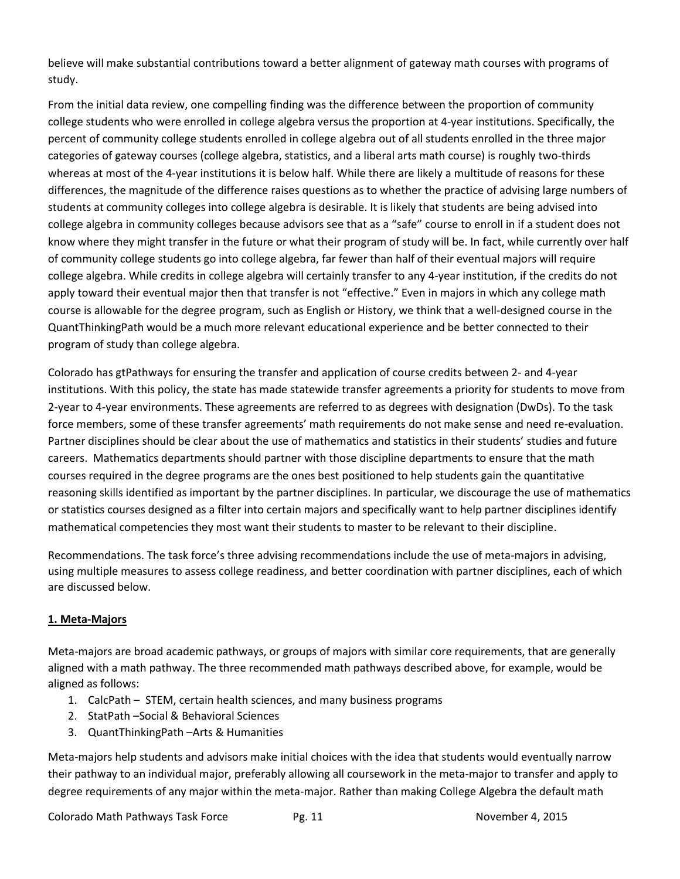believe will make substantial contributions toward a better alignment of gateway math courses with programs of study.

From the initial data review, one compelling finding was the difference between the proportion of community college students who were enrolled in college algebra versus the proportion at 4-year institutions. Specifically, the percent of community college students enrolled in college algebra out of all students enrolled in the three major categories of gateway courses (college algebra, statistics, and a liberal arts math course) is roughly two-thirds whereas at most of the 4-year institutions it is below half. While there are likely a multitude of reasons for these differences, the magnitude of the difference raises questions as to whether the practice of advising large numbers of students at community colleges into college algebra is desirable. It is likely that students are being advised into college algebra in community colleges because advisors see that as a "safe" course to enroll in if a student does not know where they might transfer in the future or what their program of study will be. In fact, while currently over half of community college students go into college algebra, far fewer than half of their eventual majors will require college algebra. While credits in college algebra will certainly transfer to any 4-year institution, if the credits do not apply toward their eventual major then that transfer is not "effective." Even in majors in which any college math course is allowable for the degree program, such as English or History, we think that a well-designed course in the QuantThinkingPath would be a much more relevant educational experience and be better connected to their program of study than college algebra.

Colorado has gtPathways for ensuring the transfer and application of course credits between 2- and 4-year institutions. With this policy, the state has made statewide transfer agreements a priority for students to move from 2-year to 4-year environments. These agreements are referred to as degrees with designation (DwDs). To the task force members, some of these transfer agreements' math requirements do not make sense and need re-evaluation. Partner disciplines should be clear about the use of mathematics and statistics in their students' studies and future careers. Mathematics departments should partner with those discipline departments to ensure that the math courses required in the degree programs are the ones best positioned to help students gain the quantitative reasoning skills identified as important by the partner disciplines. In particular, we discourage the use of mathematics or statistics courses designed as a filter into certain majors and specifically want to help partner disciplines identify mathematical competencies they most want their students to master to be relevant to their discipline.

Recommendations. The task force's three advising recommendations include the use of meta-majors in advising, using multiple measures to assess college readiness, and better coordination with partner disciplines, each of which are discussed below.

**1. Meta-Majors**

Meta-majors are broad academic pathways, or groups of majors with similar core requirements, that are generally aligned with a math pathway. The three recommended math pathways described above, for example, would be aligned as follows:

1. CalcPath – STEM, certain health sciences, and many business programs
2. StatPath –Social & Behavioral Sciences
3. QuantThinkingPath –Arts & Humanities

Meta-majors help students and advisors make initial choices with the idea that students would eventually narrow their pathway to an individual major, preferably allowing all coursework in the meta-major to transfer and apply to degree requirements of any major within the meta-major. Rather than making College Algebra the default math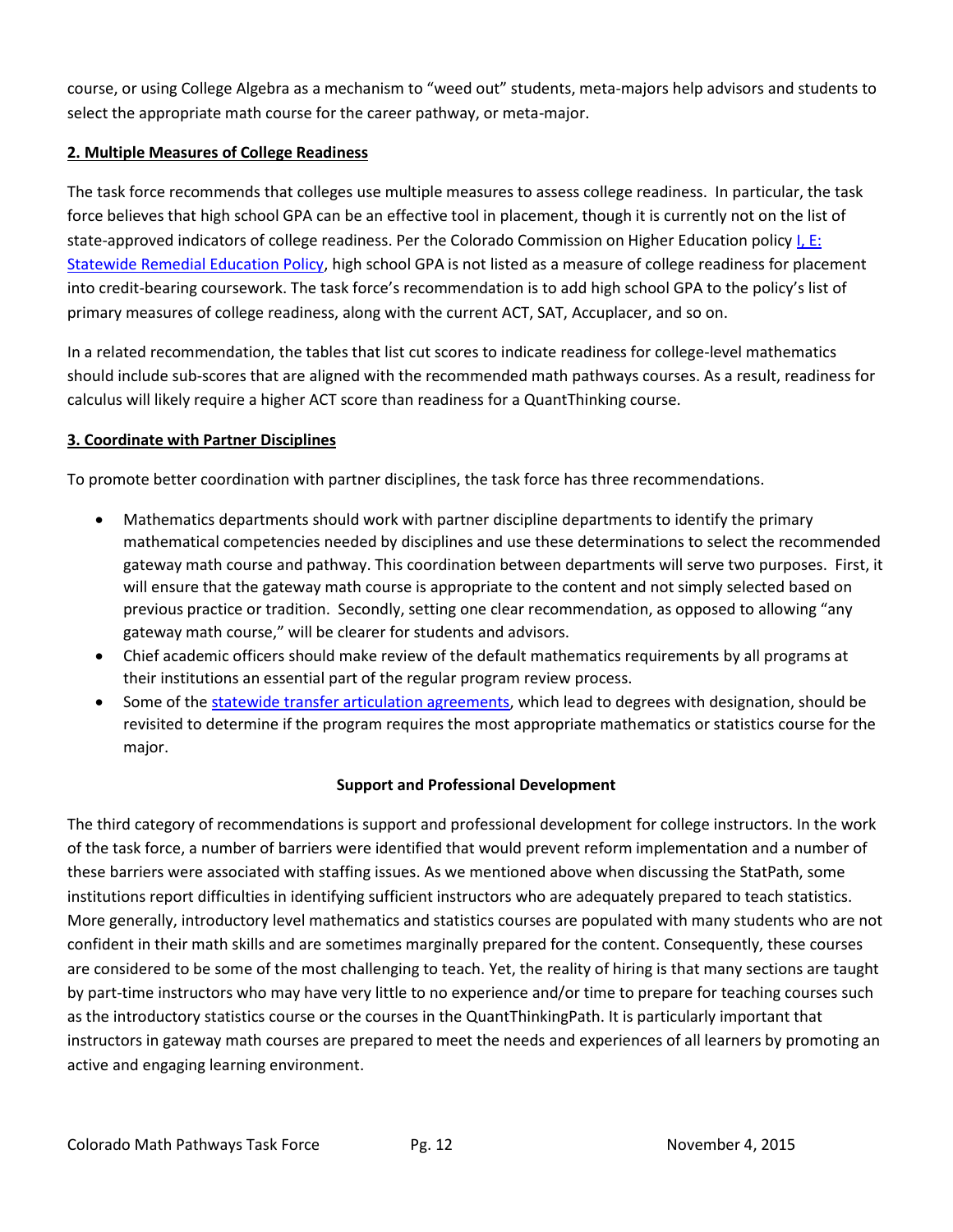course, or using College Algebra as a mechanism to "weed out" students, meta-majors help advisors and students to select the appropriate math course for the career pathway, or meta-major.

**2. Multiple Measures of College Readiness**

The task force recommends that colleges use multiple measures to assess college readiness. In particular, the task force believes that high school GPA can be an effective tool in placement, though it is currently not on the list of state-approved indicators of college readiness. Per the Colorado Commission on Higher Education policy [I, E: Statewide Remedial Education Policy](), high school GPA is not listed as a measure of college readiness for placement into credit-bearing coursework. The task force's recommendation is to add high school GPA to the policy's list of primary measures of college readiness, along with the current ACT, SAT, Accuplacer, and so on.

In a related recommendation, the tables that list cut scores to indicate readiness for college-level mathematics should include sub-scores that are aligned with the recommended math pathways courses. As a result, readiness for calculus will likely require a higher ACT score than readiness for a QuantThinking course.

**3. Coordinate with Partner Disciplines**

To promote better coordination with partner disciplines, the task force has three recommendations.

- Mathematics departments should work with partner discipline departments to identify the primary mathematical competencies needed by disciplines and use these determinations to select the recommended gateway math course and pathway. This coordination between departments will serve two purposes. First, it will ensure that the gateway math course is appropriate to the content and not simply selected based on previous practice or tradition. Secondly, setting one clear recommendation, as opposed to allowing "any gateway math course," will be clearer for students and advisors.
- Chief academic officers should make review of the default mathematics requirements by all programs at their institutions an essential part of the regular program review process.
- Some of the [statewide transfer articulation agreements](), which lead to degrees with designation, should be revisited to determine if the program requires the most appropriate mathematics or statistics course for the major.

**Support and Professional Development**

The third category of recommendations is support and professional development for college instructors. In the work of the task force, a number of barriers were identified that would prevent reform implementation and a number of these barriers were associated with staffing issues. As we mentioned above when discussing the StatPath, some institutions report difficulties in identifying sufficient instructors who are adequately prepared to teach statistics. More generally, introductory level mathematics and statistics courses are populated with many students who are not confident in their math skills and are sometimes marginally prepared for the content. Consequently, these courses are considered to be some of the most challenging to teach. Yet, the reality of hiring is that many sections are taught by part-time instructors who may have very little to no experience and/or time to prepare for teaching courses such as the introductory statistics course or the courses in the QuantThinkingPath. It is particularly important that instructors in gateway math courses are prepared to meet the needs and experiences of all learners by promoting an active and engaging learning environment.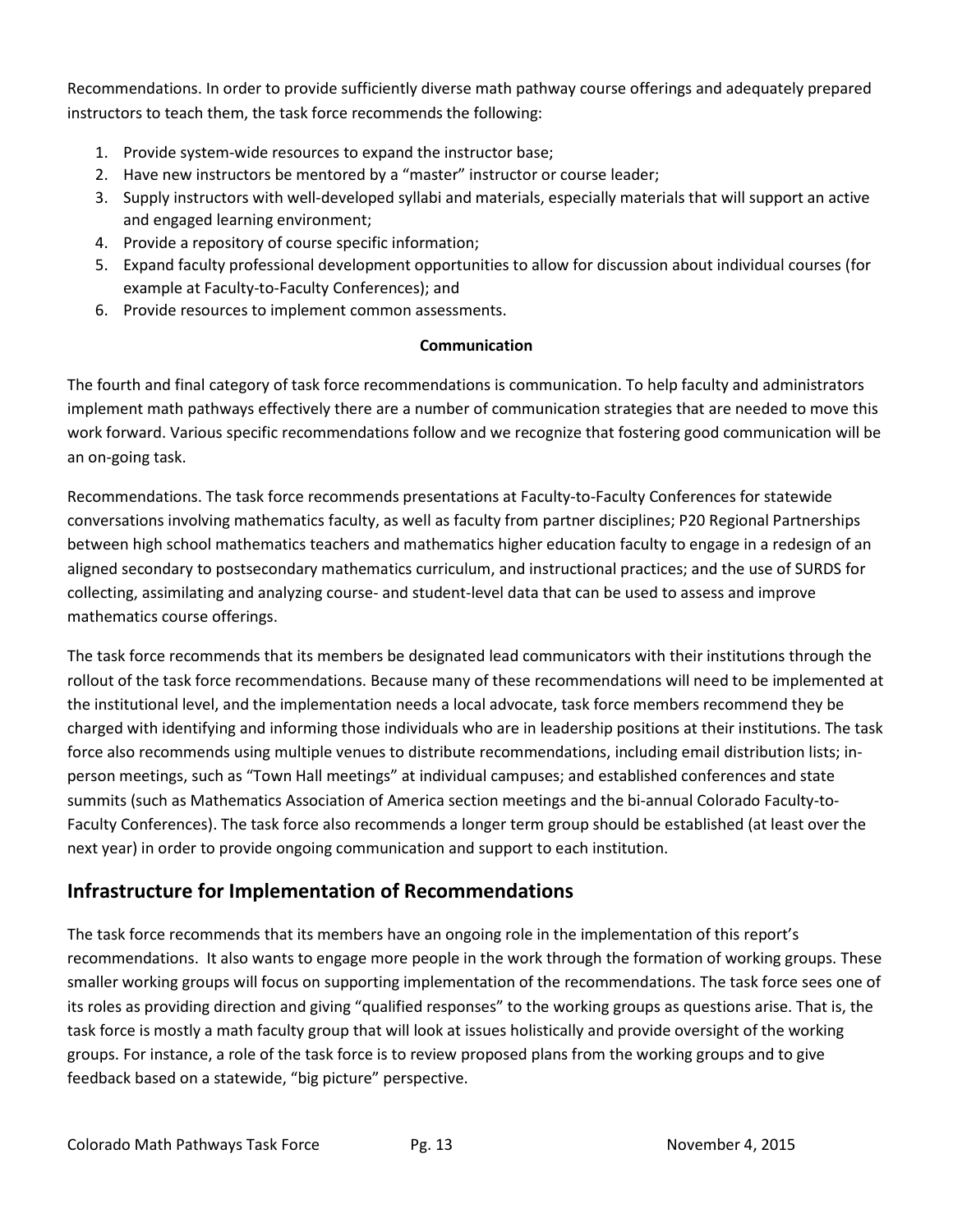Recommendations. In order to provide sufficiently diverse math pathway course offerings and adequately prepared instructors to teach them, the task force recommends the following:

1. Provide system-wide resources to expand the instructor base;
2. Have new instructors be mentored by a "master" instructor or course leader;
3. Supply instructors with well-developed syllabi and materials, especially materials that will support an active and engaged learning environment;
4. Provide a repository of course specific information;
5. Expand faculty professional development opportunities to allow for discussion about individual courses (for example at Faculty-to-Faculty Conferences); and
6. Provide resources to implement common assessments.

**Communication**

The fourth and final category of task force recommendations is communication. To help faculty and administrators implement math pathways effectively there are a number of communication strategies that are needed to move this work forward. Various specific recommendations follow and we recognize that fostering good communication will be an on-going task.

Recommendations. The task force recommends presentations at Faculty-to-Faculty Conferences for statewide conversations involving mathematics faculty, as well as faculty from partner disciplines; P20 Regional Partnerships between high school mathematics teachers and mathematics higher education faculty to engage in a redesign of an aligned secondary to postsecondary mathematics curriculum, and instructional practices; and the use of SURDS for collecting, assimilating and analyzing course- and student-level data that can be used to assess and improve mathematics course offerings.

The task force recommends that its members be designated lead communicators with their institutions through the rollout of the task force recommendations. Because many of these recommendations will need to be implemented at the institutional level, and the implementation needs a local advocate, task force members recommend they be charged with identifying and informing those individuals who are in leadership positions at their institutions. The task force also recommends using multiple venues to distribute recommendations, including email distribution lists; in-person meetings, such as "Town Hall meetings" at individual campuses; and established conferences and state summits (such as Mathematics Association of America section meetings and the bi-annual Colorado Faculty-to-Faculty Conferences). The task force also recommends a longer term group should be established (at least over the next year) in order to provide ongoing communication and support to each institution.

## Infrastructure for Implementation of Recommendations

The task force recommends that its members have an ongoing role in the implementation of this report's recommendations. It also wants to engage more people in the work through the formation of working groups. These smaller working groups will focus on supporting implementation of the recommendations. The task force sees one of its roles as providing direction and giving "qualified responses" to the working groups as questions arise. That is, the task force is mostly a math faculty group that will look at issues holistically and provide oversight of the working groups. For instance, a role of the task force is to review proposed plans from the working groups and to give feedback based on a statewide, "big picture" perspective.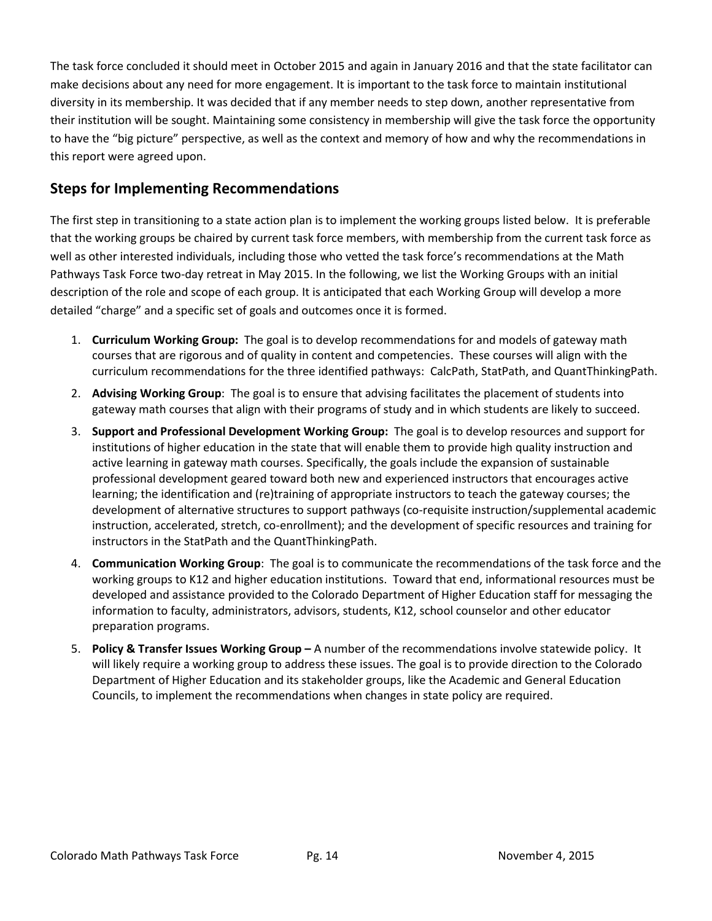The task force concluded it should meet in October 2015 and again in January 2016 and that the state facilitator can make decisions about any need for more engagement. It is important to the task force to maintain institutional diversity in its membership. It was decided that if any member needs to step down, another representative from their institution will be sought. Maintaining some consistency in membership will give the task force the opportunity to have the "big picture" perspective, as well as the context and memory of how and why the recommendations in this report were agreed upon.

## Steps for Implementing Recommendations

The first step in transitioning to a state action plan is to implement the working groups listed below. It is preferable that the working groups be chaired by current task force members, with membership from the current task force as well as other interested individuals, including those who vetted the task force's recommendations at the Math Pathways Task Force two-day retreat in May 2015. In the following, we list the Working Groups with an initial description of the role and scope of each group. It is anticipated that each Working Group will develop a more detailed "charge" and a specific set of goals and outcomes once it is formed.

1. **Curriculum Working Group:** The goal is to develop recommendations for and models of gateway math courses that are rigorous and of quality in content and competencies. These courses will align with the curriculum recommendations for the three identified pathways: CalcPath, StatPath, and QuantThinkingPath.
2. **Advising Working Group**: The goal is to ensure that advising facilitates the placement of students into gateway math courses that align with their programs of study and in which students are likely to succeed.
3. **Support and Professional Development Working Group:** The goal is to develop resources and support for institutions of higher education in the state that will enable them to provide high quality instruction and active learning in gateway math courses. Specifically, the goals include the expansion of sustainable professional development geared toward both new and experienced instructors that encourages active learning; the identification and (re)training of appropriate instructors to teach the gateway courses; the development of alternative structures to support pathways (co-requisite instruction/supplemental academic instruction, accelerated, stretch, co-enrollment); and the development of specific resources and training for instructors in the StatPath and the QuantThinkingPath.
4. **Communication Working Group**: The goal is to communicate the recommendations of the task force and the working groups to K12 and higher education institutions. Toward that end, informational resources must be developed and assistance provided to the Colorado Department of Higher Education staff for messaging the information to faculty, administrators, advisors, students, K12, school counselor and other educator preparation programs.
5. **Policy & Transfer Issues Working Group –** A number of the recommendations involve statewide policy. It will likely require a working group to address these issues. The goal is to provide direction to the Colorado Department of Higher Education and its stakeholder groups, like the Academic and General Education Councils, to implement the recommendations when changes in state policy are required.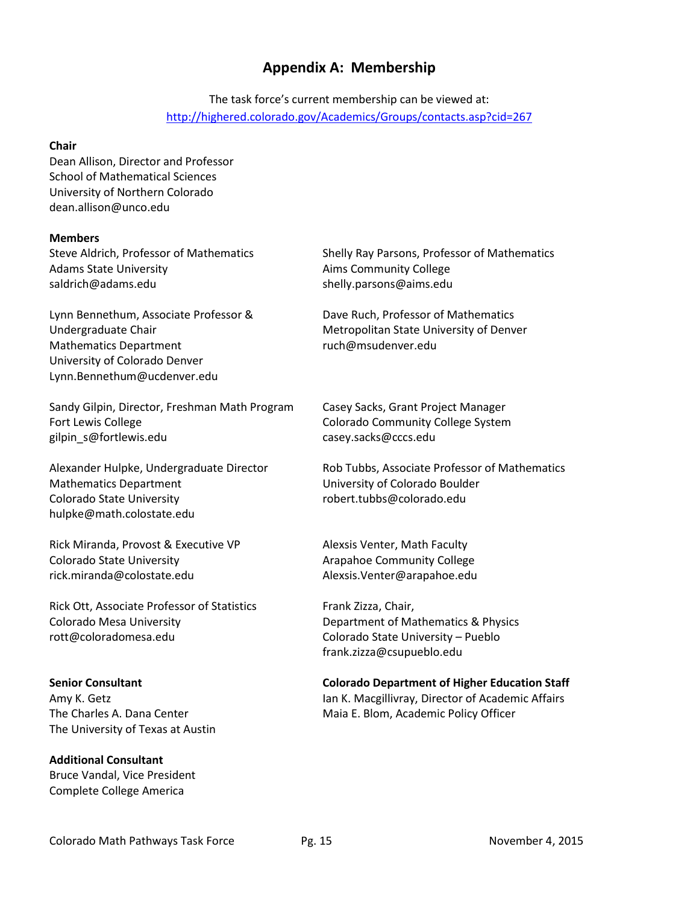# Appendix A: Membership

The task force's current membership can be viewed at:
http://highered.colorado.gov/Academics/Groups/contacts.asp?cid=267

**Chair**
Dean Allison, Director and Professor
School of Mathematical Sciences
University of Northern Colorado
dean.allison@unco.edu

**Members**

Steve Aldrich, Professor of Mathematics
Adams State University
saldrich@adams.edu

Lynn Bennethum, Associate Professor &
Undergraduate Chair
Mathematics Department
University of Colorado Denver
Lynn.Bennethum@ucdenver.edu

Sandy Gilpin, Director, Freshman Math Program
Fort Lewis College
gilpin_s@fortlewis.edu

Alexander Hulpke, Undergraduate Director
Mathematics Department
Colorado State University
hulpke@math.colostate.edu

Rick Miranda, Provost & Executive VP
Colorado State University
rick.miranda@colostate.edu

Rick Ott, Associate Professor of Statistics
Colorado Mesa University
rott@coloradomesa.edu

Shelly Ray Parsons, Professor of Mathematics
Aims Community College
shelly.parsons@aims.edu

Dave Ruch, Professor of Mathematics
Metropolitan State University of Denver
ruch@msudenver.edu

Casey Sacks, Grant Project Manager
Colorado Community College System
casey.sacks@cccs.edu

Rob Tubbs, Associate Professor of Mathematics
University of Colorado Boulder
robert.tubbs@colorado.edu

Alexsis Venter, Math Faculty
Arapahoe Community College
Alexsis.Venter@arapahoe.edu

Frank Zizza, Chair,
Department of Mathematics & Physics
Colorado State University – Pueblo
frank.zizza@csupueblo.edu

**Senior Consultant**
Amy K. Getz
The Charles A. Dana Center
The University of Texas at Austin

**Additional Consultant**
Bruce Vandal, Vice President
Complete College America

**Colorado Department of Higher Education Staff**
Ian K. Macgillivray, Director of Academic Affairs
Maia E. Blom, Academic Policy Officer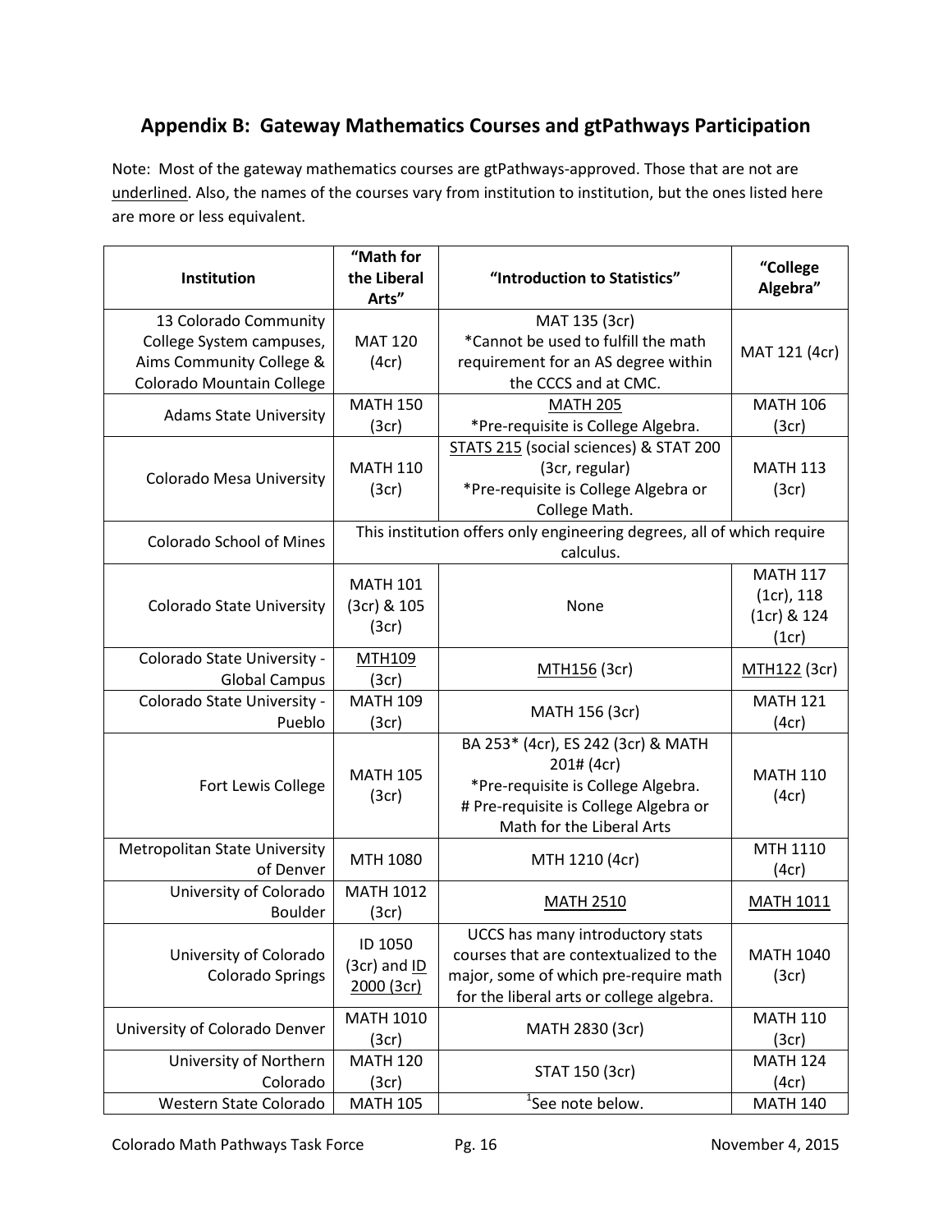## Appendix B: Gateway Mathematics Courses and gtPathways Participation

Note: Most of the gateway mathematics courses are gtPathways-approved. Those that are not are <u>underlined</u>. Also, the names of the courses vary from institution to institution, but the ones listed here are more or less equivalent.

| Institution | "Math for the Liberal Arts" | "Introduction to Statistics" | "College Algebra" |
|---|---|---|---|
| 13 Colorado Community College System campuses, Aims Community College & Colorado Mountain College | MAT 120 (4cr) | MAT 135 (3cr) *Cannot be used to fulfill the math requirement for an AS degree within the CCCS and at CMC. | MAT 121 (4cr) |
| Adams State University | MATH 150 (3cr) | <u>MATH 205</u> *Pre-requisite is College Algebra. | MATH 106 (3cr) |
| Colorado Mesa University | MATH 110 (3cr) | <u>STATS 215</u> (social sciences) & STAT 200 (3cr, regular) *Pre-requisite is College Algebra or College Math. | MATH 113 (3cr) |
| Colorado School of Mines | This institution offers only engineering degrees, all of which require calculus. | | |
| Colorado State University | MATH 101 (3cr) & 105 (3cr) | None | MATH 117 (1cr), 118 (1cr) & 124 (1cr) |
| Colorado State University - Global Campus | <u>MTH109</u> (3cr) | <u>MTH156</u> (3cr) | <u>MTH122</u> (3cr) |
| Colorado State University - Pueblo | MATH 109 (3cr) | MATH 156 (3cr) | MATH 121 (4cr) |
| Fort Lewis College | MATH 105 (3cr) | BA 253* (4cr), ES 242 (3cr) & MATH 201# (4cr) *Pre-requisite is College Algebra. # Pre-requisite is College Algebra or Math for the Liberal Arts | MATH 110 (4cr) |
| Metropolitan State University of Denver | MTH 1080 | MTH 1210 (4cr) | MTH 1110 (4cr) |
| University of Colorado Boulder | MATH 1012 (3cr) | <u>MATH 2510</u> | <u>MATH 1011</u> |
| University of Colorado Colorado Springs | ID 1050 (3cr) and <u>ID 2000 (3cr)</u> | UCCS has many introductory stats courses that are contextualized to the major, some of which pre-require math for the liberal arts or college algebra. | MATH 1040 (3cr) |
| University of Colorado Denver | MATH 1010 (3cr) | MATH 2830 (3cr) | MATH 110 (3cr) |
| University of Northern Colorado | MATH 120 (3cr) | STAT 150 (3cr) | MATH 124 (4cr) |
| Western State Colorado | MATH 105 | [1]See note below. | MATH 140 |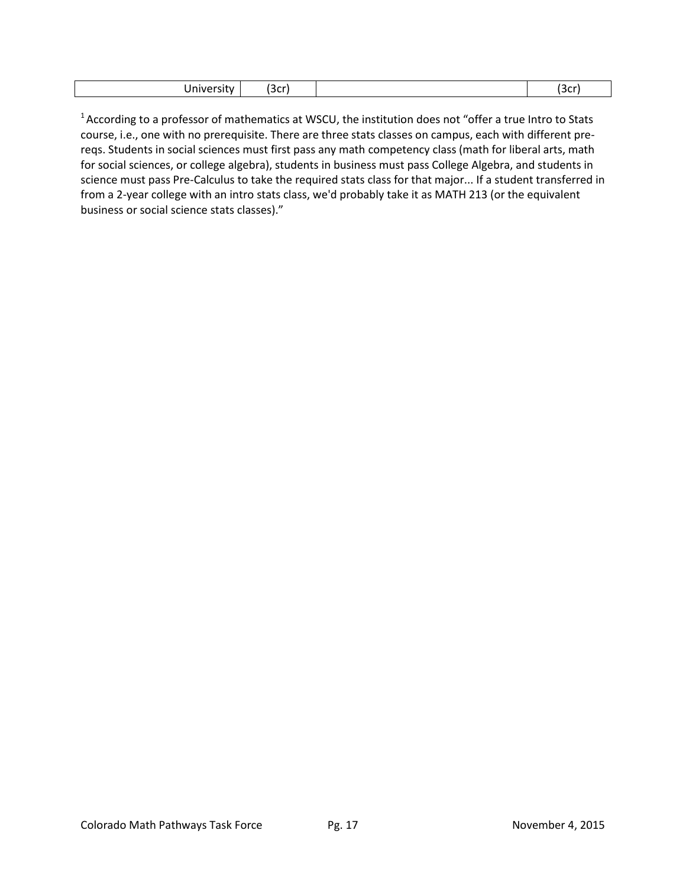| University | (3cr) | | (3cr) |
| --- | --- | --- | --- |

[1] According to a professor of mathematics at WSCU, the institution does not "offer a true Intro to Stats course, i.e., one with no prerequisite. There are three stats classes on campus, each with different pre-reqs. Students in social sciences must first pass any math competency class (math for liberal arts, math for social sciences, or college algebra), students in business must pass College Algebra, and students in science must pass Pre-Calculus to take the required stats class for that major... If a student transferred in from a 2-year college with an intro stats class, we'd probably take it as MATH 213 (or the equivalent business or social science stats classes)."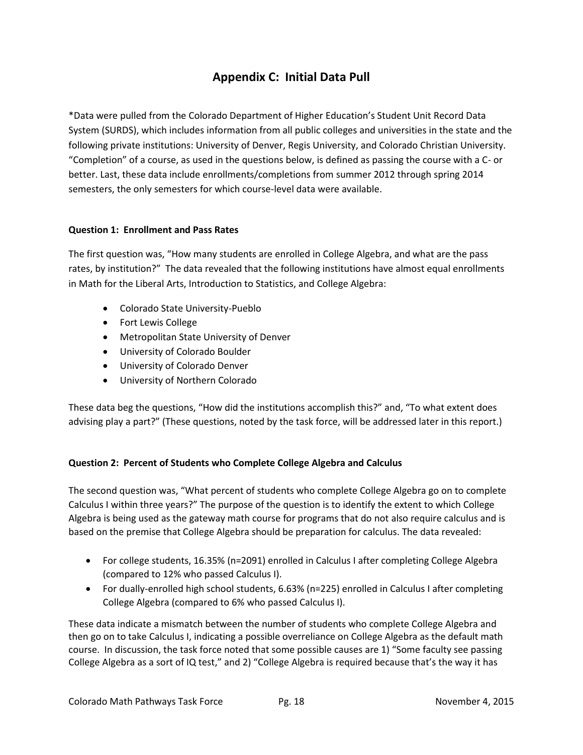## Appendix C: Initial Data Pull

*Data were pulled from the Colorado Department of Higher Education's Student Unit Record Data System (SURDS), which includes information from all public colleges and universities in the state and the following private institutions: University of Denver, Regis University, and Colorado Christian University. "Completion" of a course, as used in the questions below, is defined as passing the course with a C- or better. Last, these data include enrollments/completions from summer 2012 through spring 2014 semesters, the only semesters for which course-level data were available.

**Question 1: Enrollment and Pass Rates**

The first question was, "How many students are enrolled in College Algebra, and what are the pass rates, by institution?" The data revealed that the following institutions have almost equal enrollments in Math for the Liberal Arts, Introduction to Statistics, and College Algebra:

- Colorado State University-Pueblo
- Fort Lewis College
- Metropolitan State University of Denver
- University of Colorado Boulder
- University of Colorado Denver
- University of Northern Colorado

These data beg the questions, "How did the institutions accomplish this?" and, "To what extent does advising play a part?" (These questions, noted by the task force, will be addressed later in this report.)

**Question 2: Percent of Students who Complete College Algebra and Calculus**

The second question was, "What percent of students who complete College Algebra go on to complete Calculus I within three years?" The purpose of the question is to identify the extent to which College Algebra is being used as the gateway math course for programs that do not also require calculus and is based on the premise that College Algebra should be preparation for calculus. The data revealed:

- For college students, 16.35% (n=2091) enrolled in Calculus I after completing College Algebra (compared to 12% who passed Calculus I).
- For dually-enrolled high school students, 6.63% (n=225) enrolled in Calculus I after completing College Algebra (compared to 6% who passed Calculus I).

These data indicate a mismatch between the number of students who complete College Algebra and then go on to take Calculus I, indicating a possible overreliance on College Algebra as the default math course. In discussion, the task force noted that some possible causes are 1) "Some faculty see passing College Algebra as a sort of IQ test," and 2) "College Algebra is required because that's the way it has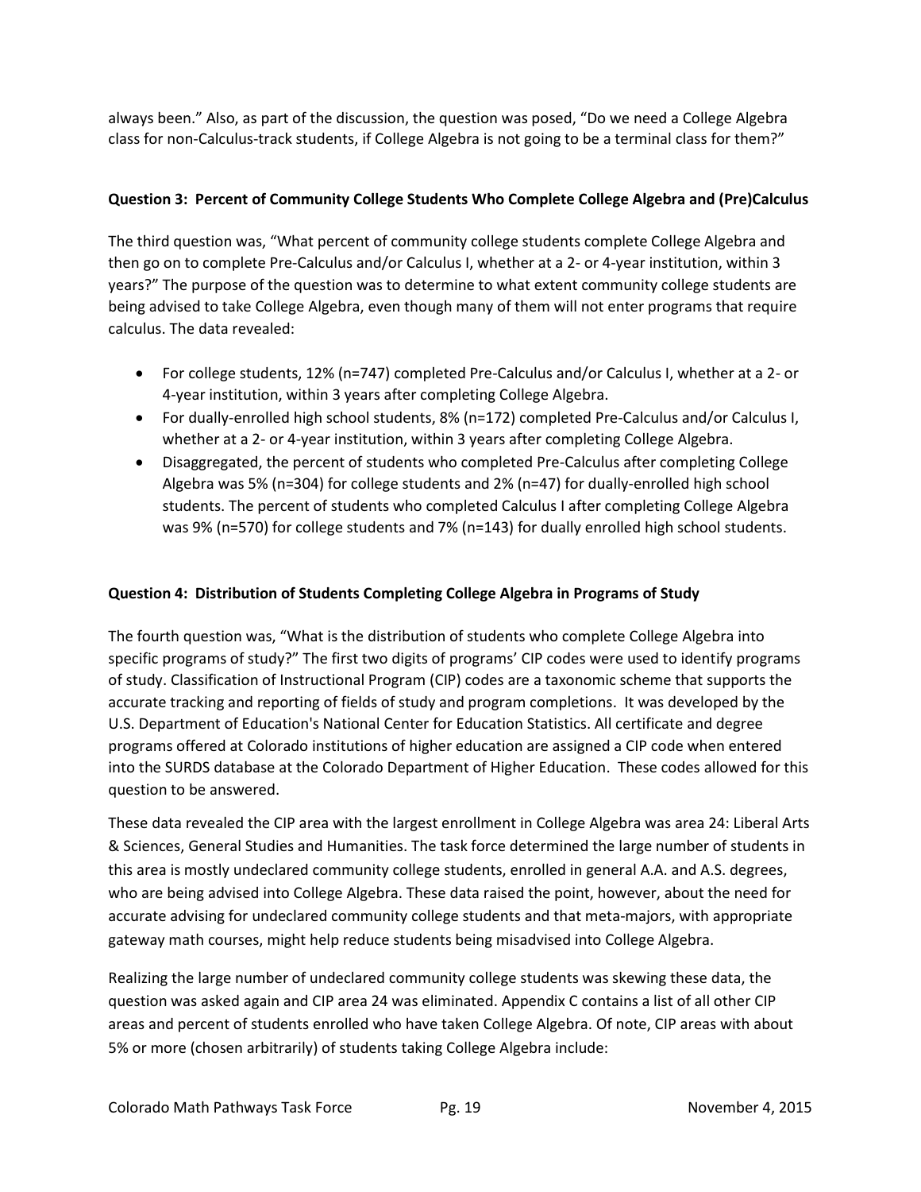always been." Also, as part of the discussion, the question was posed, "Do we need a College Algebra class for non-Calculus-track students, if College Algebra is not going to be a terminal class for them?"

### Question 3: Percent of Community College Students Who Complete College Algebra and (Pre)Calculus

The third question was, "What percent of community college students complete College Algebra and then go on to complete Pre-Calculus and/or Calculus I, whether at a 2- or 4-year institution, within 3 years?" The purpose of the question was to determine to what extent community college students are being advised to take College Algebra, even though many of them will not enter programs that require calculus. The data revealed:

- For college students, 12% (n=747) completed Pre-Calculus and/or Calculus I, whether at a 2- or 4-year institution, within 3 years after completing College Algebra.
- For dually-enrolled high school students, 8% (n=172) completed Pre-Calculus and/or Calculus I, whether at a 2- or 4-year institution, within 3 years after completing College Algebra.
- Disaggregated, the percent of students who completed Pre-Calculus after completing College Algebra was 5% (n=304) for college students and 2% (n=47) for dually-enrolled high school students. The percent of students who completed Calculus I after completing College Algebra was 9% (n=570) for college students and 7% (n=143) for dually enrolled high school students.

### Question 4: Distribution of Students Completing College Algebra in Programs of Study

The fourth question was, "What is the distribution of students who complete College Algebra into specific programs of study?" The first two digits of programs' CIP codes were used to identify programs of study. Classification of Instructional Program (CIP) codes are a taxonomic scheme that supports the accurate tracking and reporting of fields of study and program completions. It was developed by the U.S. Department of Education's National Center for Education Statistics. All certificate and degree programs offered at Colorado institutions of higher education are assigned a CIP code when entered into the SURDS database at the Colorado Department of Higher Education. These codes allowed for this question to be answered.

These data revealed the CIP area with the largest enrollment in College Algebra was area 24: Liberal Arts & Sciences, General Studies and Humanities. The task force determined the large number of students in this area is mostly undeclared community college students, enrolled in general A.A. and A.S. degrees, who are being advised into College Algebra. These data raised the point, however, about the need for accurate advising for undeclared community college students and that meta-majors, with appropriate gateway math courses, might help reduce students being misadvised into College Algebra.

Realizing the large number of undeclared community college students was skewing these data, the question was asked again and CIP area 24 was eliminated. Appendix C contains a list of all other CIP areas and percent of students enrolled who have taken College Algebra. Of note, CIP areas with about 5% or more (chosen arbitrarily) of students taking College Algebra include: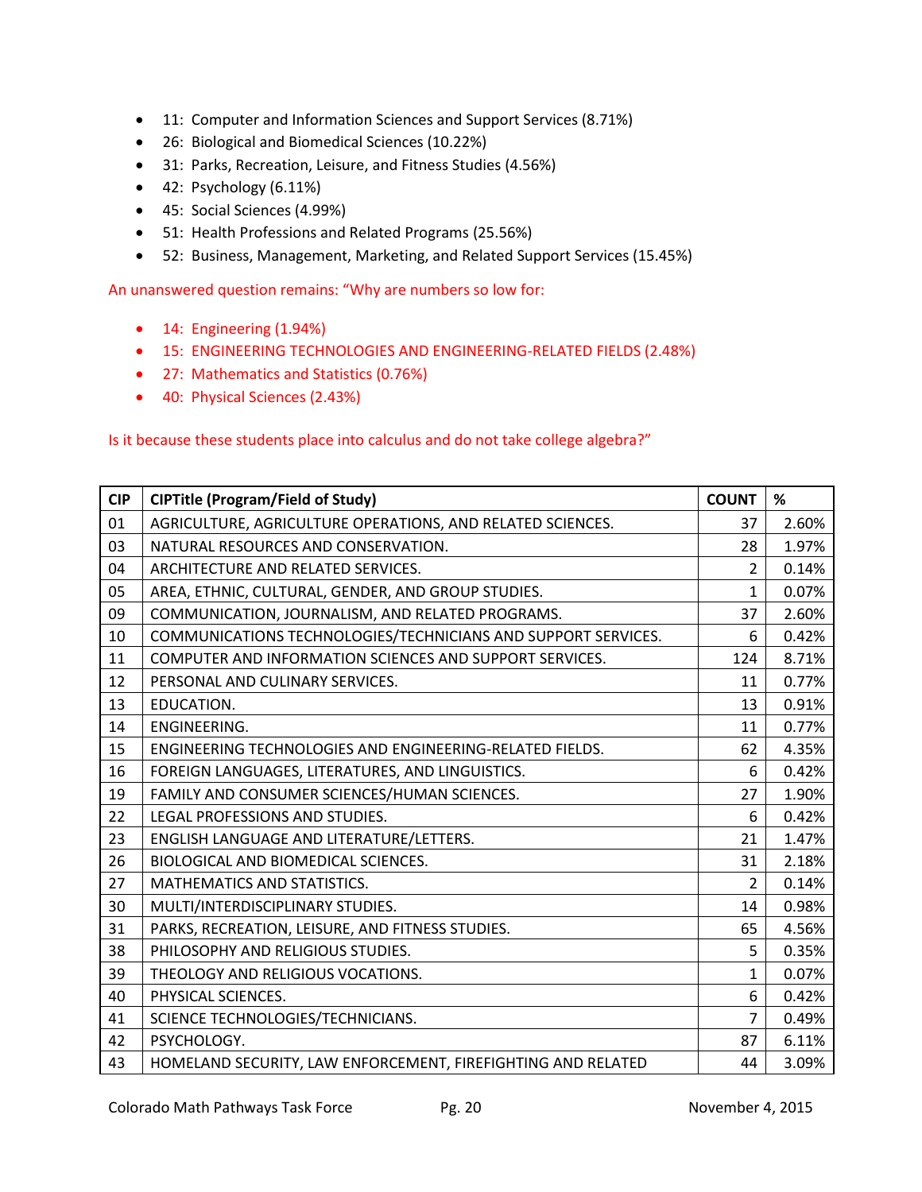- 11: Computer and Information Sciences and Support Services (8.71%)
- 26: Biological and Biomedical Sciences (10.22%)
- 31: Parks, Recreation, Leisure, and Fitness Studies (4.56%)
- 42: Psychology (6.11%)
- 45: Social Sciences (4.99%)
- 51: Health Professions and Related Programs (25.56%)
- 52: Business, Management, Marketing, and Related Support Services (15.45%)

An unanswered question remains: "Why are numbers so low for:

- 14: Engineering (1.94%)
- 15: ENGINEERING TECHNOLOGIES AND ENGINEERING-RELATED FIELDS (2.48%)
- 27: Mathematics and Statistics (0.76%)
- 40: Physical Sciences (2.43%)

Is it because these students place into calculus and do not take college algebra?"

| CIP | CIPTitle (Program/Field of Study) | COUNT | % |
|---|---|---|---|
| 01 | AGRICULTURE, AGRICULTURE OPERATIONS, AND RELATED SCIENCES. | 37 | 2.60% |
| 03 | NATURAL RESOURCES AND CONSERVATION. | 28 | 1.97% |
| 04 | ARCHITECTURE AND RELATED SERVICES. | 2 | 0.14% |
| 05 | AREA, ETHNIC, CULTURAL, GENDER, AND GROUP STUDIES. | 1 | 0.07% |
| 09 | COMMUNICATION, JOURNALISM, AND RELATED PROGRAMS. | 37 | 2.60% |
| 10 | COMMUNICATIONS TECHNOLOGIES/TECHNICIANS AND SUPPORT SERVICES. | 6 | 0.42% |
| 11 | COMPUTER AND INFORMATION SCIENCES AND SUPPORT SERVICES. | 124 | 8.71% |
| 12 | PERSONAL AND CULINARY SERVICES. | 11 | 0.77% |
| 13 | EDUCATION. | 13 | 0.91% |
| 14 | ENGINEERING. | 11 | 0.77% |
| 15 | ENGINEERING TECHNOLOGIES AND ENGINEERING-RELATED FIELDS. | 62 | 4.35% |
| 16 | FOREIGN LANGUAGES, LITERATURES, AND LINGUISTICS. | 6 | 0.42% |
| 19 | FAMILY AND CONSUMER SCIENCES/HUMAN SCIENCES. | 27 | 1.90% |
| 22 | LEGAL PROFESSIONS AND STUDIES. | 6 | 0.42% |
| 23 | ENGLISH LANGUAGE AND LITERATURE/LETTERS. | 21 | 1.47% |
| 26 | BIOLOGICAL AND BIOMEDICAL SCIENCES. | 31 | 2.18% |
| 27 | MATHEMATICS AND STATISTICS. | 2 | 0.14% |
| 30 | MULTI/INTERDISCIPLINARY STUDIES. | 14 | 0.98% |
| 31 | PARKS, RECREATION, LEISURE, AND FITNESS STUDIES. | 65 | 4.56% |
| 38 | PHILOSOPHY AND RELIGIOUS STUDIES. | 5 | 0.35% |
| 39 | THEOLOGY AND RELIGIOUS VOCATIONS. | 1 | 0.07% |
| 40 | PHYSICAL SCIENCES. | 6 | 0.42% |
| 41 | SCIENCE TECHNOLOGIES/TECHNICIANS. | 7 | 0.49% |
| 42 | PSYCHOLOGY. | 87 | 6.11% |
| 43 | HOMELAND SECURITY, LAW ENFORCEMENT, FIREFIGHTING AND RELATED | 44 | 3.09% |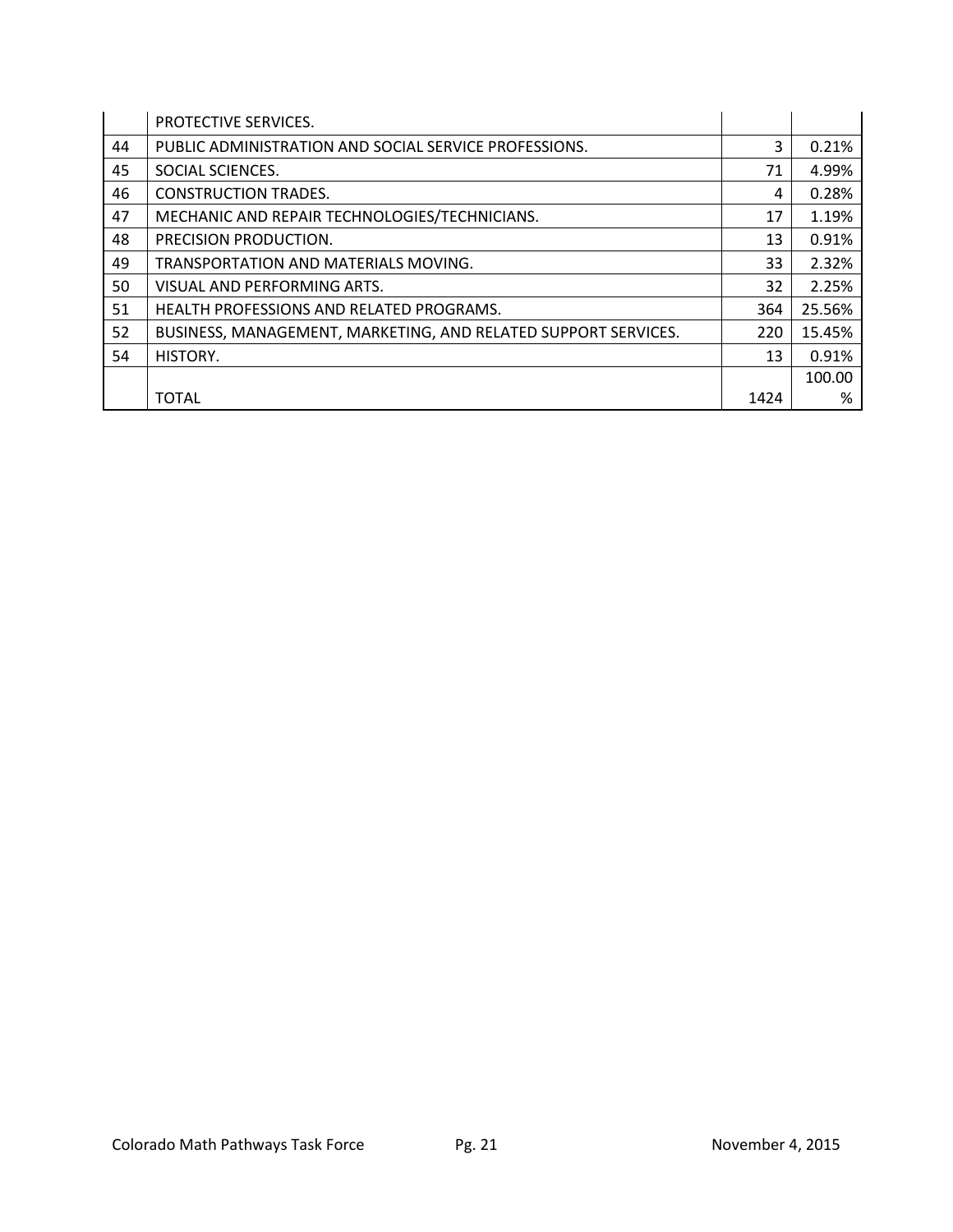| | | | |
|---|---|---|---|
| | PROTECTIVE SERVICES. | | |
| 44 | PUBLIC ADMINISTRATION AND SOCIAL SERVICE PROFESSIONS. | 3 | 0.21% |
| 45 | SOCIAL SCIENCES. | 71 | 4.99% |
| 46 | CONSTRUCTION TRADES. | 4 | 0.28% |
| 47 | MECHANIC AND REPAIR TECHNOLOGIES/TECHNICIANS. | 17 | 1.19% |
| 48 | PRECISION PRODUCTION. | 13 | 0.91% |
| 49 | TRANSPORTATION AND MATERIALS MOVING. | 33 | 2.32% |
| 50 | VISUAL AND PERFORMING ARTS. | 32 | 2.25% |
| 51 | HEALTH PROFESSIONS AND RELATED PROGRAMS. | 364 | 25.56% |
| 52 | BUSINESS, MANAGEMENT, MARKETING, AND RELATED SUPPORT SERVICES. | 220 | 15.45% |
| 54 | HISTORY. | 13 | 0.91% |
| | TOTAL | 1424 | 100.00% |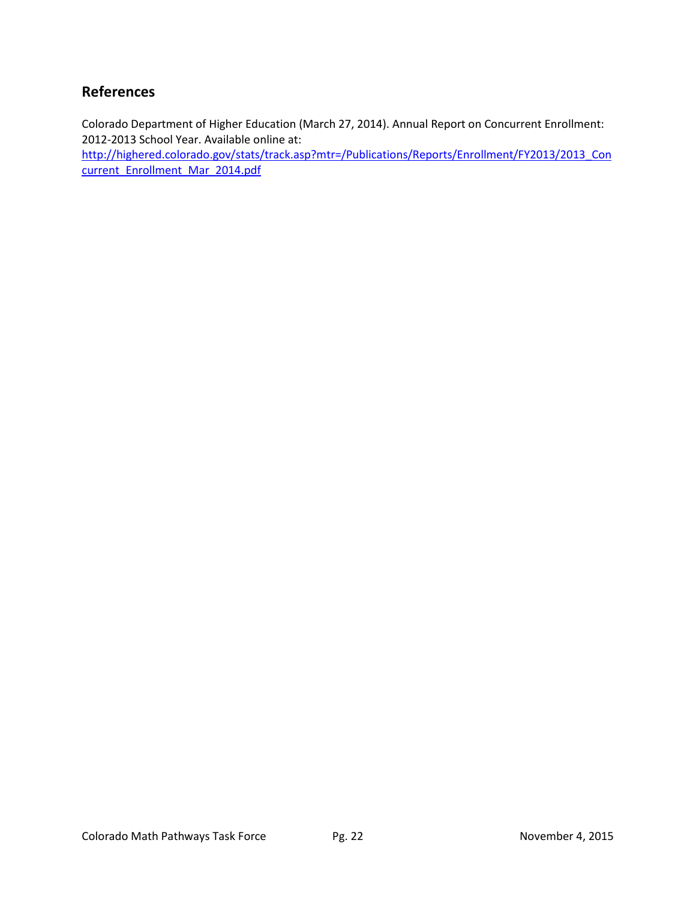## References

Colorado Department of Higher Education (March 27, 2014). Annual Report on Concurrent Enrollment: 2012-2013 School Year. Available online at: http://highered.colorado.gov/stats/track.asp?mtr=/Publications/Reports/Enrollment/FY2013/2013_Concurrent_Enrollment_Mar_2014.pdf